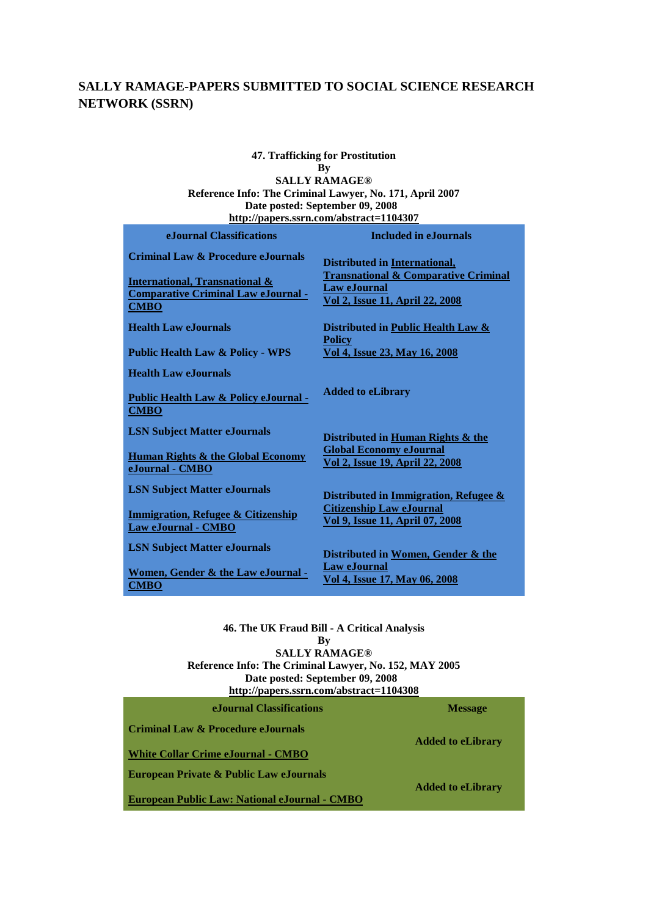# SALLY RAMAGE-PAPERS SUBMITTED TO SOCIAL SCIENCE RESEARCH NETWORK (SSRN)

**47. Trafficking for Prostitution**
**By**
**SALLY RAMAGE®**
**Reference Info: The Criminal Lawyer, No. 171, April 2007**
**Date posted: September 09, 2008**
**http://papers.ssrn.com/abstract=1104307**

| eJournal Classifications | Included in eJournals |
|---|---|
| Criminal Law & Procedure eJournals<br><br>International, Transnational & Comparative Criminal Law eJournal - CMBO | Distributed in International, Transnational & Comparative Criminal Law eJournal<br>Vol 2, Issue 11, April 22, 2008 |
| Health Law eJournals<br><br>Public Health Law & Policy - WPS | Distributed in Public Health Law & Policy<br>Vol 4, Issue 23, May 16, 2008 |
| Health Law eJournals<br><br>Public Health Law & Policy eJournal - CMBO | Added to eLibrary |
| LSN Subject Matter eJournals<br><br>Human Rights & the Global Economy eJournal - CMBO | Distributed in Human Rights & the Global Economy eJournal<br>Vol 2, Issue 19, April 22, 2008 |
| LSN Subject Matter eJournals<br><br>Immigration, Refugee & Citizenship Law eJournal - CMBO | Distributed in Immigration, Refugee & Citizenship Law eJournal<br>Vol 9, Issue 11, April 07, 2008 |
| LSN Subject Matter eJournals<br><br>Women, Gender & the Law eJournal - CMBO | Distributed in Women, Gender & the Law eJournal<br>Vol 4, Issue 17, May 06, 2008 |

**46. The UK Fraud Bill - A Critical Analysis**
**By**
**SALLY RAMAGE®**
**Reference Info: The Criminal Lawyer, No. 152, MAY 2005**
**Date posted: September 09, 2008**
**http://papers.ssrn.com/abstract=1104308**

| eJournal Classifications | Message |
|---|---|
| Criminal Law & Procedure eJournals<br><br>White Collar Crime eJournal - CMBO | Added to eLibrary |
| European Private & Public Law eJournals<br><br>European Public Law: National eJournal - CMBO | Added to eLibrary |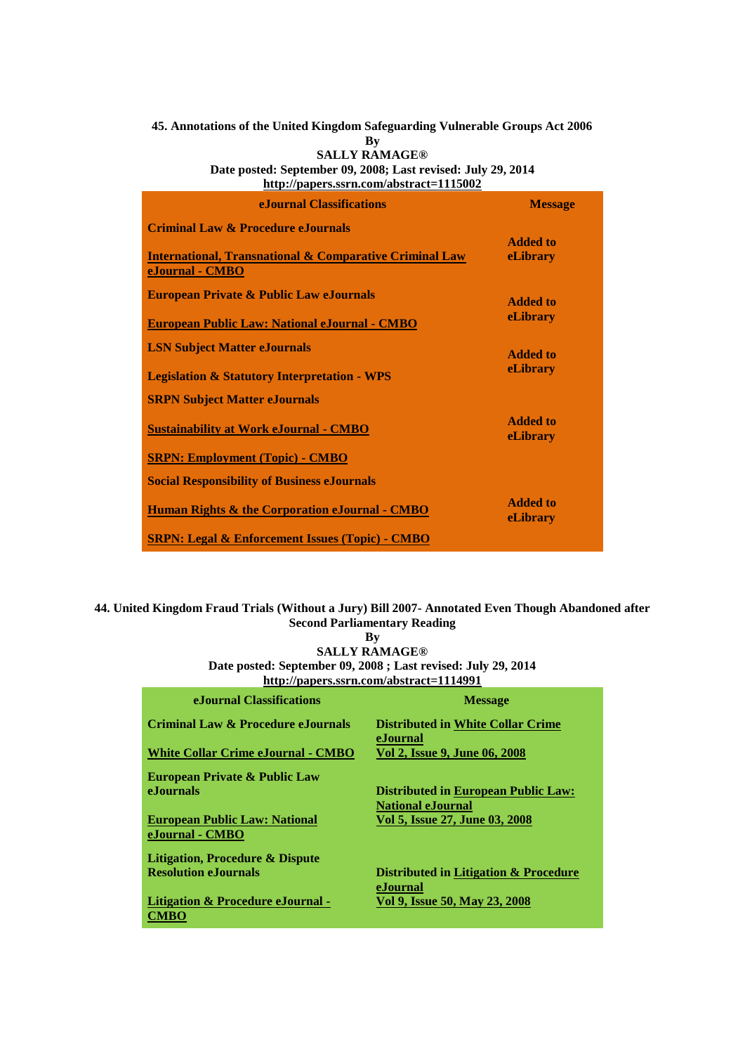**45. Annotations of the United Kingdom Safeguarding Vulnerable Groups Act 2006**
**By**
**SALLY RAMAGE®**
**Date posted: September 09, 2008; Last revised: July 29, 2014**
**http://papers.ssrn.com/abstract=1115002**

| eJournal Classifications | Message |
|---|---|
| **Criminal Law & Procedure eJournals** | |
| International, Transnational & Comparative Criminal Law eJournal - CMBO | Added to eLibrary |
| **European Private & Public Law eJournals** | |
| European Public Law: National eJournal - CMBO | Added to eLibrary |
| **LSN Subject Matter eJournals** | |
| Legislation & Statutory Interpretation - WPS | Added to eLibrary |
| **SRPN Subject Matter eJournals** | |
| Sustainability at Work eJournal - CMBO | Added to eLibrary |
| SRPN: Employment (Topic) - CMBO | |
| **Social Responsibility of Business eJournals** | |
| Human Rights & the Corporation eJournal - CMBO | Added to eLibrary |
| SRPN: Legal & Enforcement Issues (Topic) - CMBO | |

**44. United Kingdom Fraud Trials (Without a Jury) Bill 2007- Annotated Even Though Abandoned after Second Parliamentary Reading**
**By**
**SALLY RAMAGE®**
**Date posted: September 09, 2008 ; Last revised: July 29, 2014**
**http://papers.ssrn.com/abstract=1114991**

| eJournal Classifications | Message |
|---|---|
| **Criminal Law & Procedure eJournals** | |
| White Collar Crime eJournal - CMBO | Distributed in White Collar Crime eJournal Vol 2, Issue 9, June 06, 2008 |
| **European Private & Public Law eJournals** | |
| European Public Law: National eJournal - CMBO | Distributed in European Public Law: National eJournal Vol 5, Issue 27, June 03, 2008 |
| **Litigation, Procedure & Dispute Resolution eJournals** | |
| Litigation & Procedure eJournal - CMBO | Distributed in Litigation & Procedure eJournal Vol 9, Issue 50, May 23, 2008 |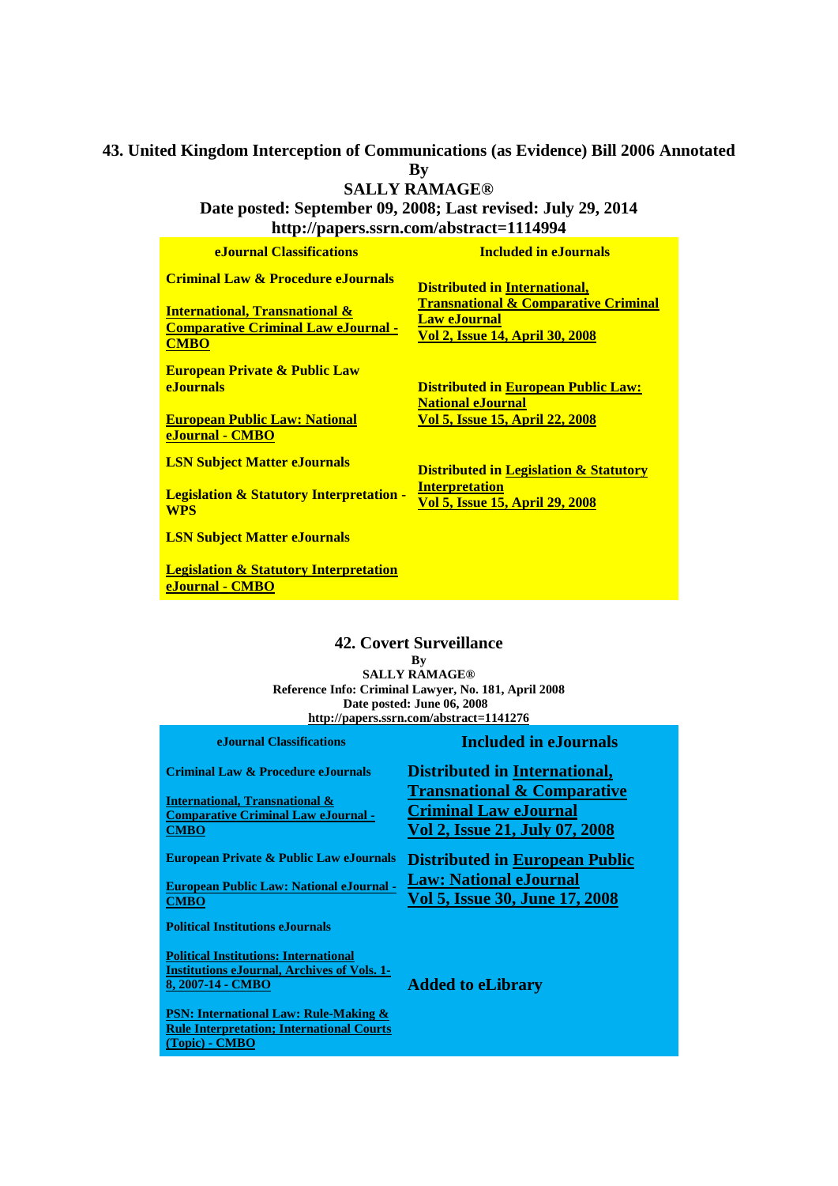### 43. United Kingdom Interception of Communications (as Evidence) Bill 2006 Annotated

**By**

**SALLY RAMAGE®**

**Date posted: September 09, 2008; Last revised: July 29, 2014**

**http://papers.ssrn.com/abstract=1114994**

| eJournal Classifications | Included in eJournals |
|---|---|
| **Criminal Law & Procedure eJournals**<br><br>**International, Transnational & Comparative Criminal Law eJournal - CMBO** | **Distributed in International, Transnational & Comparative Criminal Law eJournal**<br>**Vol 2, Issue 14, April 30, 2008** |
| **European Private & Public Law eJournals**<br><br>**European Public Law: National eJournal - CMBO** | **Distributed in European Public Law: National eJournal**<br>**Vol 5, Issue 15, April 22, 2008** |
| **LSN Subject Matter eJournals**<br><br>**Legislation & Statutory Interpretation - WPS** | **Distributed in Legislation & Statutory Interpretation**<br>**Vol 5, Issue 15, April 29, 2008** |
| **LSN Subject Matter eJournals**<br><br>**Legislation & Statutory Interpretation eJournal - CMBO** | |

### 42. Covert Surveillance

**By**

**SALLY RAMAGE®**

**Reference Info: Criminal Lawyer, No. 181, April 2008**

**Date posted: June 06, 2008**

**http://papers.ssrn.com/abstract=1141276**

| eJournal Classifications | Included in eJournals |
|---|---|
| **Criminal Law & Procedure eJournals**<br><br>**International, Transnational & Comparative Criminal Law eJournal - CMBO** | **Distributed in International, Transnational & Comparative Criminal Law eJournal**<br>**Vol 2, Issue 21, July 07, 2008** |
| **European Private & Public Law eJournals**<br><br>**European Public Law: National eJournal - CMBO** | **Distributed in European Public Law: National eJournal**<br>**Vol 5, Issue 30, June 17, 2008** |
| **Political Institutions eJournals**<br><br>**Political Institutions: International Institutions eJournal, Archives of Vols. 1-8, 2007-14 - CMBO**<br><br>**PSN: International Law: Rule-Making & Rule Interpretation; International Courts (Topic) - CMBO** | **Added to eLibrary** |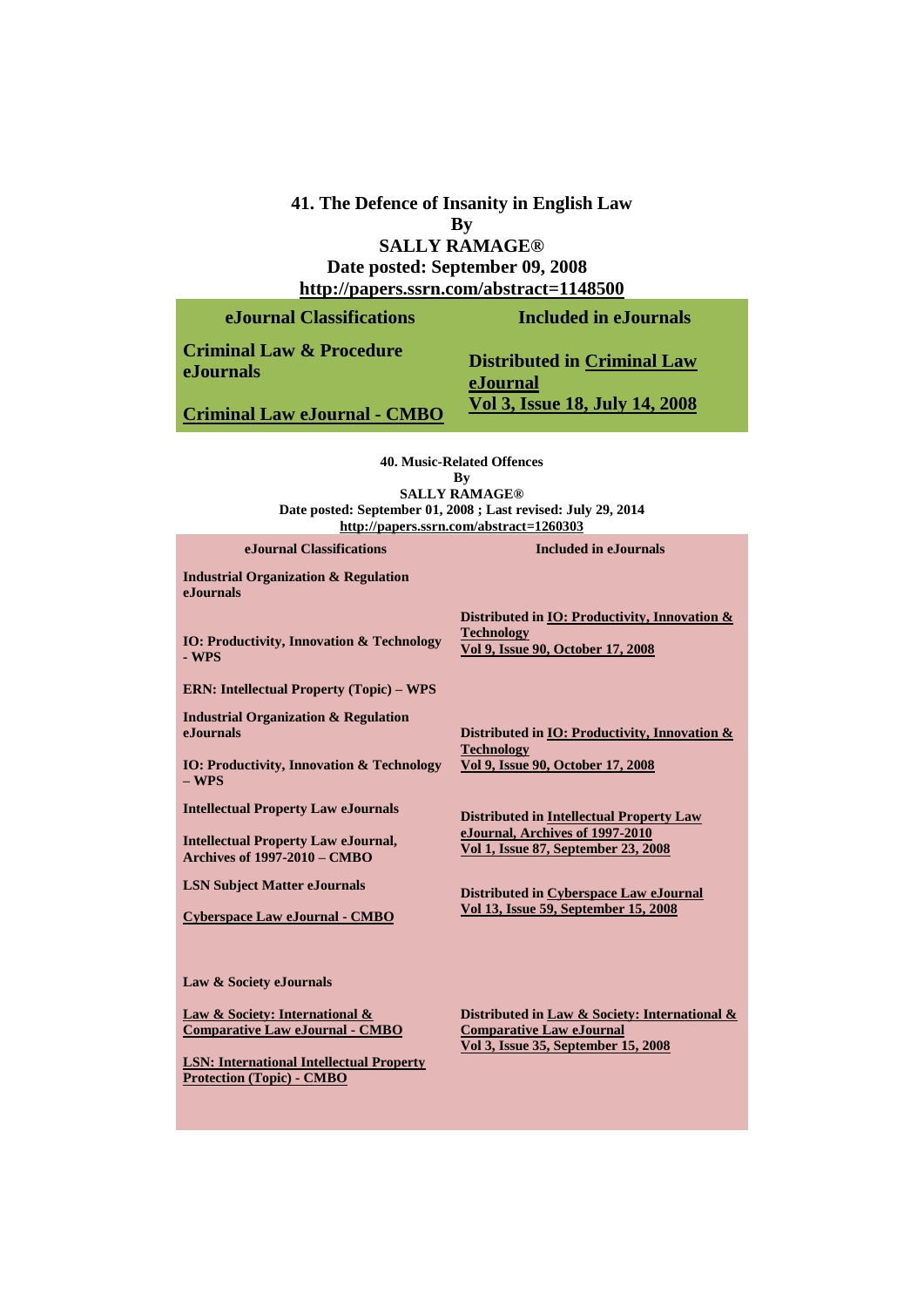**41. The Defence of Insanity in English Law**
**By**
**SALLY RAMAGE®**
**Date posted: September 09, 2008**
**http://papers.ssrn.com/abstract=1148500**

| eJournal Classifications | Included in eJournals |
| --- | --- |
| **Criminal Law & Procedure eJournals** | **Distributed in Criminal Law eJournal** |
| **Criminal Law eJournal - CMBO** | **Vol 3, Issue 18, July 14, 2008** |

**40. Music-Related Offences**
**By**
**SALLY RAMAGE®**
**Date posted: September 01, 2008 ; Last revised: July 29, 2014**
**http://papers.ssrn.com/abstract=1260303**

| eJournal Classifications | Included in eJournals |
| --- | --- |
| **Industrial Organization & Regulation eJournals** | |
| **IO: Productivity, Innovation & Technology - WPS** | **Distributed in IO: Productivity, Innovation & Technology Vol 9, Issue 90, October 17, 2008** |
| **ERN: Intellectual Property (Topic) – WPS** | |
| **Industrial Organization & Regulation eJournals** | |
| **IO: Productivity, Innovation & Technology – WPS** | **Distributed in IO: Productivity, Innovation & Technology Vol 9, Issue 90, October 17, 2008** |
| **Intellectual Property Law eJournals** | |
| **Intellectual Property Law eJournal, Archives of 1997-2010 – CMBO** | **Distributed in Intellectual Property Law eJournal, Archives of 1997-2010 Vol 1, Issue 87, September 23, 2008** |
| **LSN Subject Matter eJournals** | |
| **Cyberspace Law eJournal - CMBO** | **Distributed in Cyberspace Law eJournal Vol 13, Issue 59, September 15, 2008** |
| **Law & Society eJournals** | |
| **Law & Society: International & Comparative Law eJournal - CMBO** | **Distributed in Law & Society: International & Comparative Law eJournal Vol 3, Issue 35, September 15, 2008** |
| **LSN: International Intellectual Property Protection (Topic) - CMBO** | |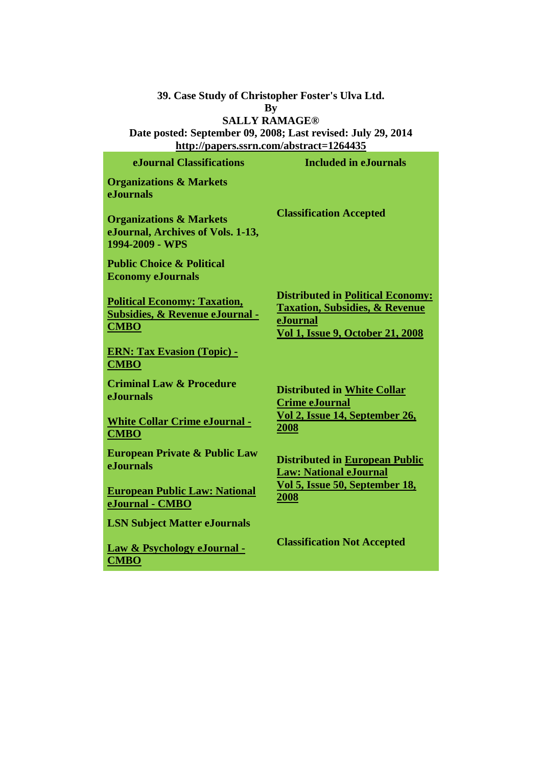**39. Case Study of Christopher Foster's Ulva Ltd.**

**By**

**SALLY RAMAGE®**

**Date posted: September 09, 2008; Last revised: July 29, 2014**

**http://papers.ssrn.com/abstract=1264435**

| eJournal Classifications | Included in eJournals |
| --- | --- |
| **Organizations & Markets eJournals** | |
| **Organizations & Markets eJournal, Archives of Vols. 1-13, 1994-2009 - WPS** | **Classification Accepted** |
| **Public Choice & Political Economy eJournals** | |
| **Political Economy: Taxation, Subsidies, & Revenue eJournal - CMBO** | **Distributed in Political Economy: Taxation, Subsidies, & Revenue eJournal Vol 1, Issue 9, October 21, 2008** |
| **ERN: Tax Evasion (Topic) - CMBO** | |
| **Criminal Law & Procedure eJournals** | |
| **White Collar Crime eJournal - CMBO** | **Distributed in White Collar Crime eJournal Vol 2, Issue 14, September 26, 2008** |
| **European Private & Public Law eJournals** | |
| **European Public Law: National eJournal - CMBO** | **Distributed in European Public Law: National eJournal Vol 5, Issue 50, September 18, 2008** |
| **LSN Subject Matter eJournals** | |
| **Law & Psychology eJournal - CMBO** | **Classification Not Accepted** |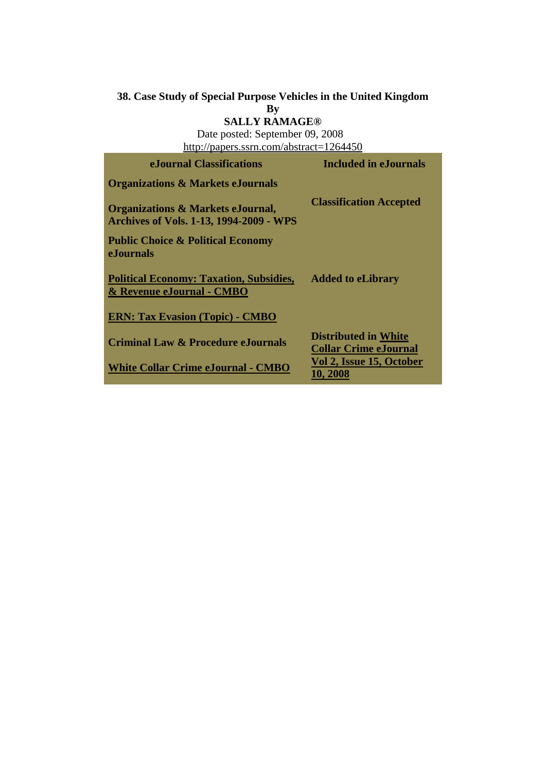**38. Case Study of Special Purpose Vehicles in the United Kingdom**

**By**

**SALLY RAMAGE®**

Date posted: September 09, 2008

http://papers.ssrn.com/abstract=1264450

| eJournal Classifications | Included in eJournals |
|---|---|
| **Organizations & Markets eJournals** | |
| **Organizations & Markets eJournal, Archives of Vols. 1-13, 1994-2009 - WPS** | **Classification Accepted** |
| **Public Choice & Political Economy eJournals** | |
| **Political Economy: Taxation, Subsidies, & Revenue eJournal - CMBO** | **Added to eLibrary** |
| **ERN: Tax Evasion (Topic) - CMBO** | |
| **Criminal Law & Procedure eJournals** | **Distributed in White Collar Crime eJournal Vol 2, Issue 15, October 10, 2008** |
| **White Collar Crime eJournal - CMBO** | |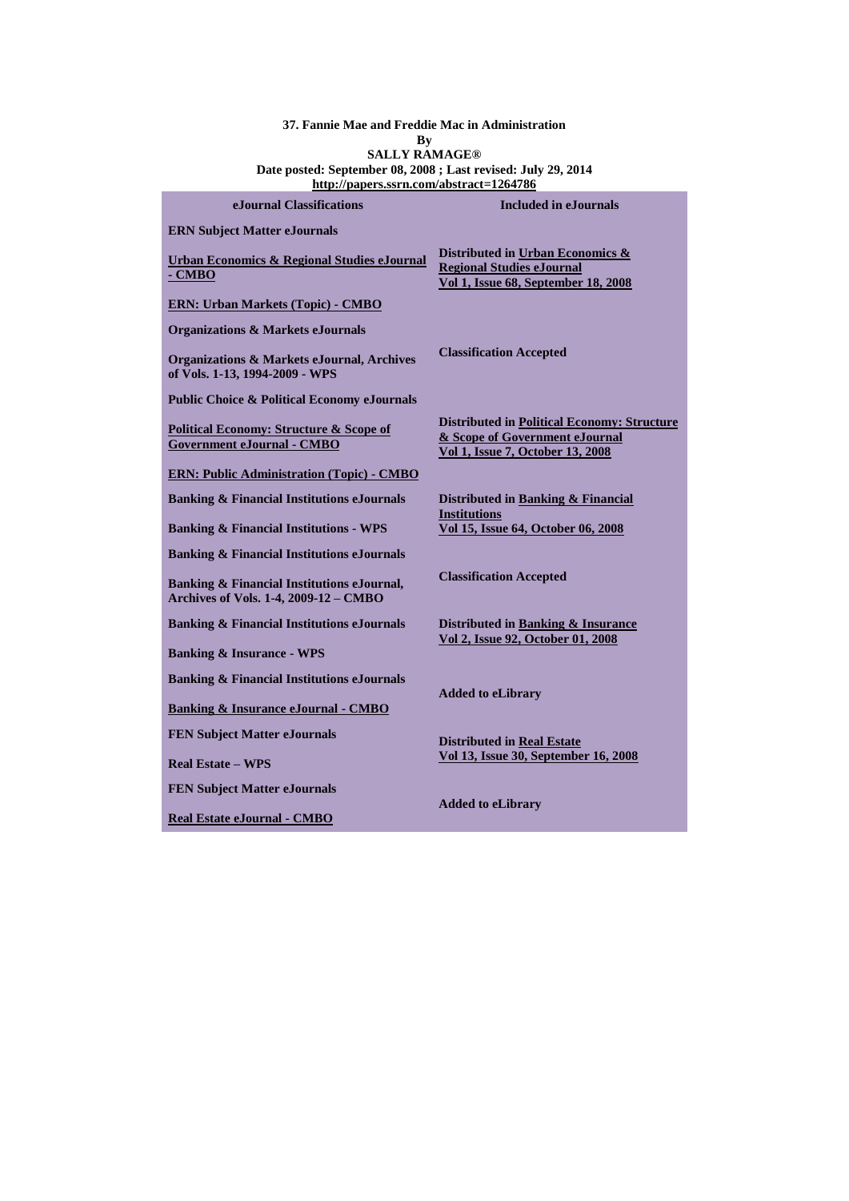**37. Fannie Mae and Freddie Mac in Administration**
**By**
**SALLY RAMAGE®**
**Date posted: September 08, 2008 ; Last revised: July 29, 2014**
**http://papers.ssrn.com/abstract=1264786**

| eJournal Classifications | Included in eJournals |
| --- | --- |
| **ERN Subject Matter eJournals** | |
| **Urban Economics & Regional Studies eJournal - CMBO** | **Distributed in Urban Economics & Regional Studies eJournal Vol 1, Issue 68, September 18, 2008** |
| **ERN: Urban Markets (Topic) - CMBO** | |
| **Organizations & Markets eJournals** | |
| **Organizations & Markets eJournal, Archives of Vols. 1-13, 1994-2009 - WPS** | **Classification Accepted** |
| **Public Choice & Political Economy eJournals** | |
| **Political Economy: Structure & Scope of Government eJournal - CMBO** | **Distributed in Political Economy: Structure & Scope of Government eJournal Vol 1, Issue 7, October 13, 2008** |
| **ERN: Public Administration (Topic) - CMBO** | |
| **Banking & Financial Institutions eJournals** | **Distributed in Banking & Financial Institutions Vol 15, Issue 64, October 06, 2008** |
| **Banking & Financial Institutions - WPS** | |
| **Banking & Financial Institutions eJournals** | |
| **Banking & Financial Institutions eJournal, Archives of Vols. 1-4, 2009-12 – CMBO** | **Classification Accepted** |
| **Banking & Financial Institutions eJournals** | **Distributed in Banking & Insurance Vol 2, Issue 92, October 01, 2008** |
| **Banking & Insurance - WPS** | |
| **Banking & Financial Institutions eJournals** | **Added to eLibrary** |
| **Banking & Insurance eJournal - CMBO** | |
| **FEN Subject Matter eJournals** | **Distributed in Real Estate Vol 13, Issue 30, September 16, 2008** |
| **Real Estate – WPS** | |
| **FEN Subject Matter eJournals** | **Added to eLibrary** |
| **Real Estate eJournal - CMBO** | |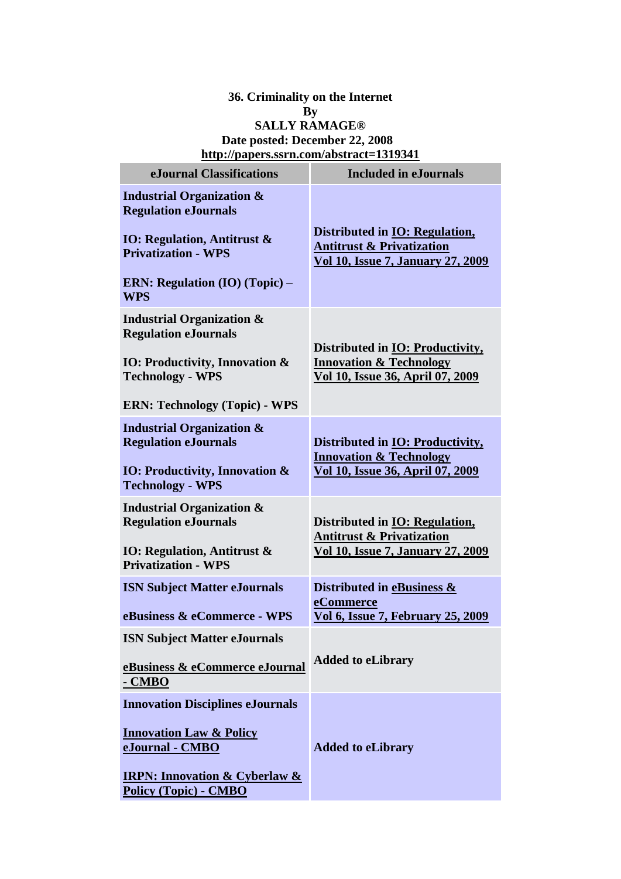**36. Criminality on the Internet**
**By**
**SALLY RAMAGE®**
**Date posted: December 22, 2008**
**http://papers.ssrn.com/abstract=1319341**

| eJournal Classifications | Included in eJournals |
|---|---|
| **Industrial Organization & Regulation eJournals**<br><br>**IO: Regulation, Antitrust & Privatization - WPS**<br><br>**ERN: Regulation (IO) (Topic) – WPS** | **Distributed in IO: Regulation, Antitrust & Privatization Vol 10, Issue 7, January 27, 2009** |
| **Industrial Organization & Regulation eJournals**<br><br>**IO: Productivity, Innovation & Technology - WPS**<br><br>**ERN: Technology (Topic) - WPS** | **Distributed in IO: Productivity, Innovation & Technology Vol 10, Issue 36, April 07, 2009** |
| **Industrial Organization & Regulation eJournals**<br><br>**IO: Productivity, Innovation & Technology - WPS** | **Distributed in IO: Productivity, Innovation & Technology Vol 10, Issue 36, April 07, 2009** |
| **Industrial Organization & Regulation eJournals**<br><br>**IO: Regulation, Antitrust & Privatization - WPS** | **Distributed in IO: Regulation, Antitrust & Privatization Vol 10, Issue 7, January 27, 2009** |
| **ISN Subject Matter eJournals**<br><br>**eBusiness & eCommerce - WPS** | **Distributed in eBusiness & eCommerce Vol 6, Issue 7, February 25, 2009** |
| **ISN Subject Matter eJournals**<br><br>**eBusiness & eCommerce eJournal - CMBO** | **Added to eLibrary** |
| **Innovation Disciplines eJournals**<br><br>**Innovation Law & Policy eJournal - CMBO**<br><br>**IRPN: Innovation & Cyberlaw & Policy (Topic) - CMBO** | **Added to eLibrary** |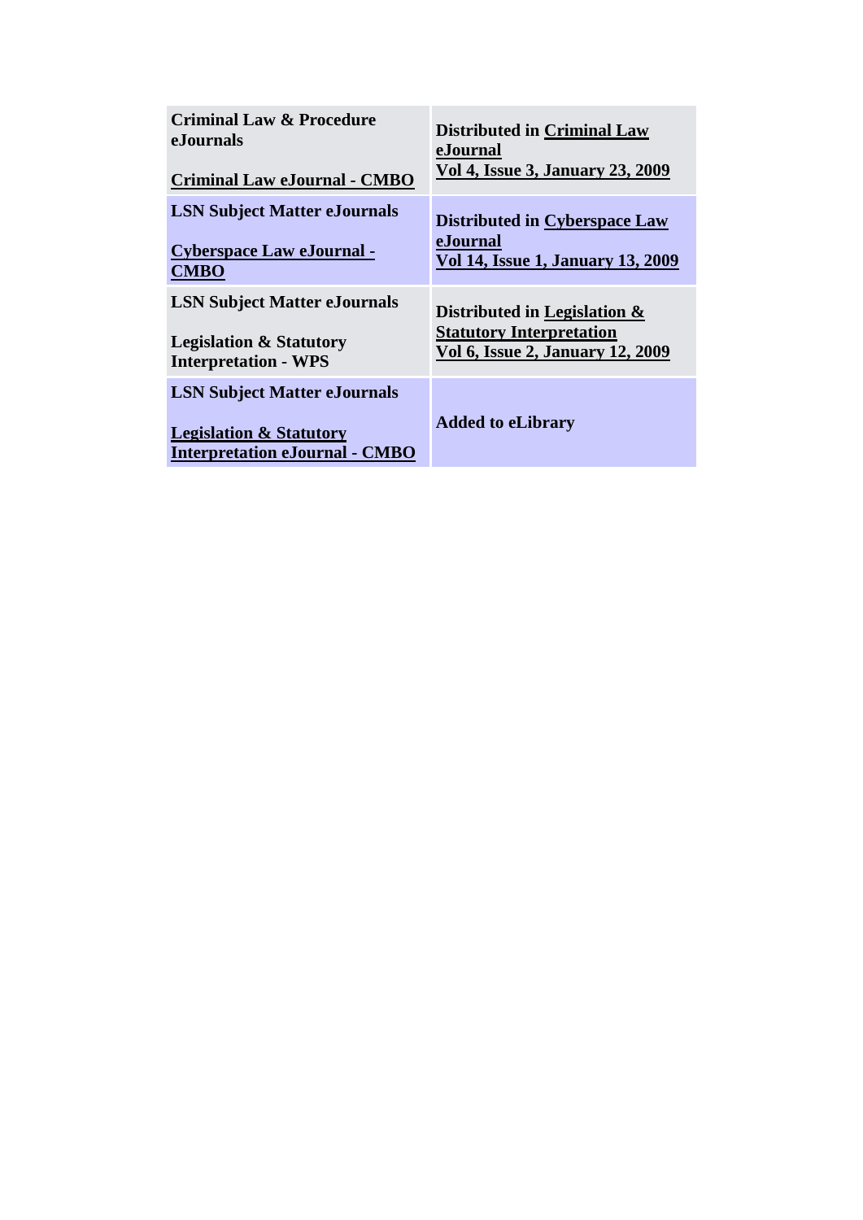| | |
|---|---|
| **Criminal Law & Procedure eJournals**<br><br>**Criminal Law eJournal - CMBO** | **Distributed in Criminal Law eJournal**<br>**Vol 4, Issue 3, January 23, 2009** |
| **LSN Subject Matter eJournals**<br><br>**Cyberspace Law eJournal - CMBO** | **Distributed in Cyberspace Law eJournal**<br>**Vol 14, Issue 1, January 13, 2009** |
| **LSN Subject Matter eJournals**<br><br>**Legislation & Statutory Interpretation - WPS** | **Distributed in Legislation & Statutory Interpretation**<br>**Vol 6, Issue 2, January 12, 2009** |
| **LSN Subject Matter eJournals**<br><br>**Legislation & Statutory Interpretation eJournal - CMBO** | **Added to eLibrary** |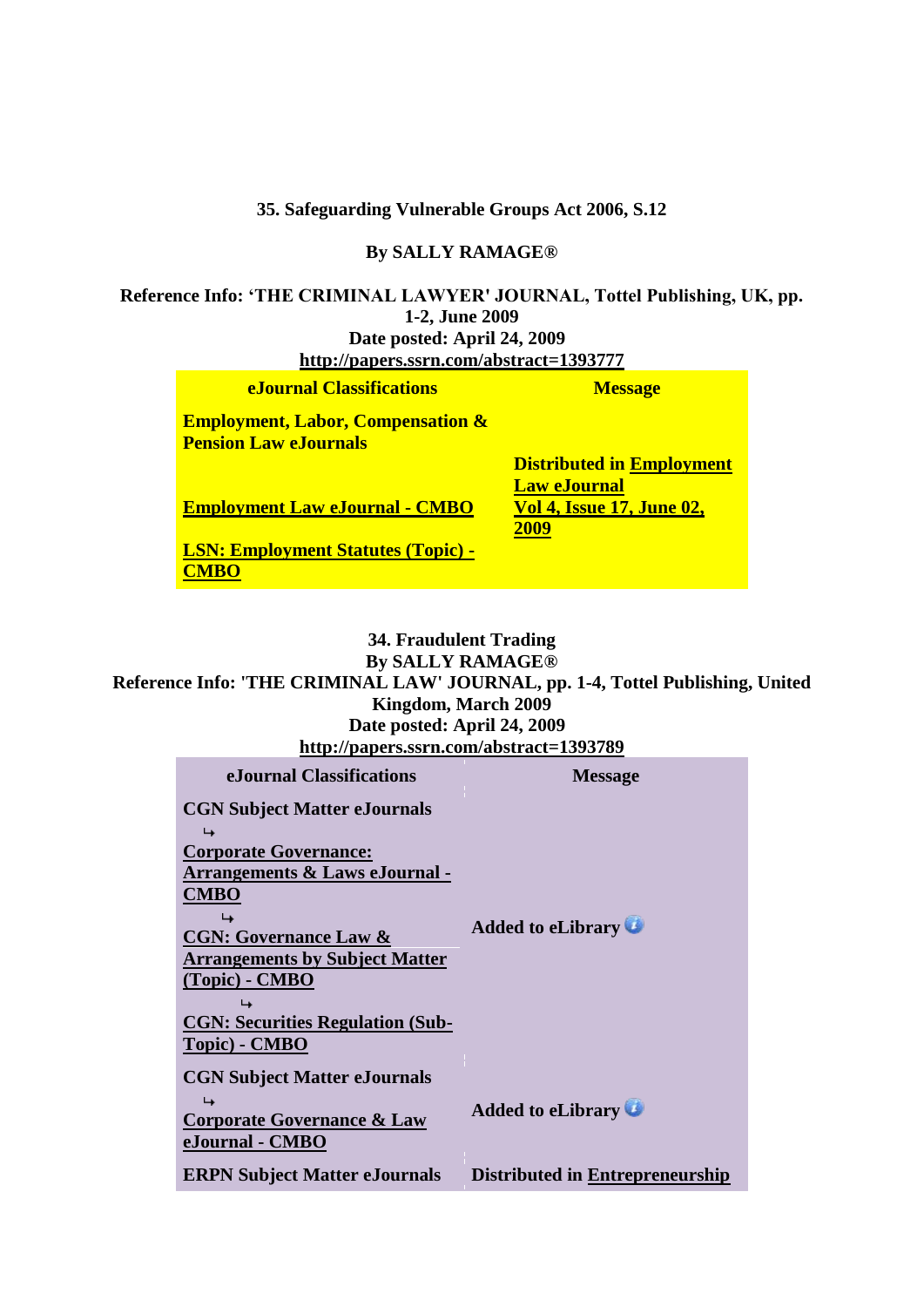**35. Safeguarding Vulnerable Groups Act 2006, S.12**

**By SALLY RAMAGE®**

**Reference Info: 'THE CRIMINAL LAWYER' JOURNAL, Tottel Publishing, UK, pp. 1-2, June 2009**
**Date posted: April 24, 2009**
**http://papers.ssrn.com/abstract=1393777**

| eJournal Classifications | Message |
| --- | --- |
| **Employment, Labor, Compensation & Pension Law eJournals** | |
| **Employment Law eJournal - CMBO** | **Distributed in Employment Law eJournal Vol 4, Issue 17, June 02, 2009** |
| **LSN: Employment Statutes (Topic) - CMBO** | |

**34. Fraudulent Trading**
**By SALLY RAMAGE®**
**Reference Info: 'THE CRIMINAL LAW' JOURNAL, pp. 1-4, Tottel Publishing, United Kingdom, March 2009**
**Date posted: April 24, 2009**
**http://papers.ssrn.com/abstract=1393789**

| eJournal Classifications | Message |
| --- | --- |
| **CGN Subject Matter eJournals** ↳ **Corporate Governance: Arrangements & Laws eJournal - CMBO** ↳ **CGN: Governance Law & Arrangements by Subject Matter (Topic) - CMBO** ↳ **CGN: Securities Regulation (Sub-Topic) - CMBO** | **Added to eLibrary** |
| **CGN Subject Matter eJournals** ↳ **Corporate Governance & Law eJournal - CMBO** | **Added to eLibrary** |
| **ERPN Subject Matter eJournals** | **Distributed in Entrepreneurship** |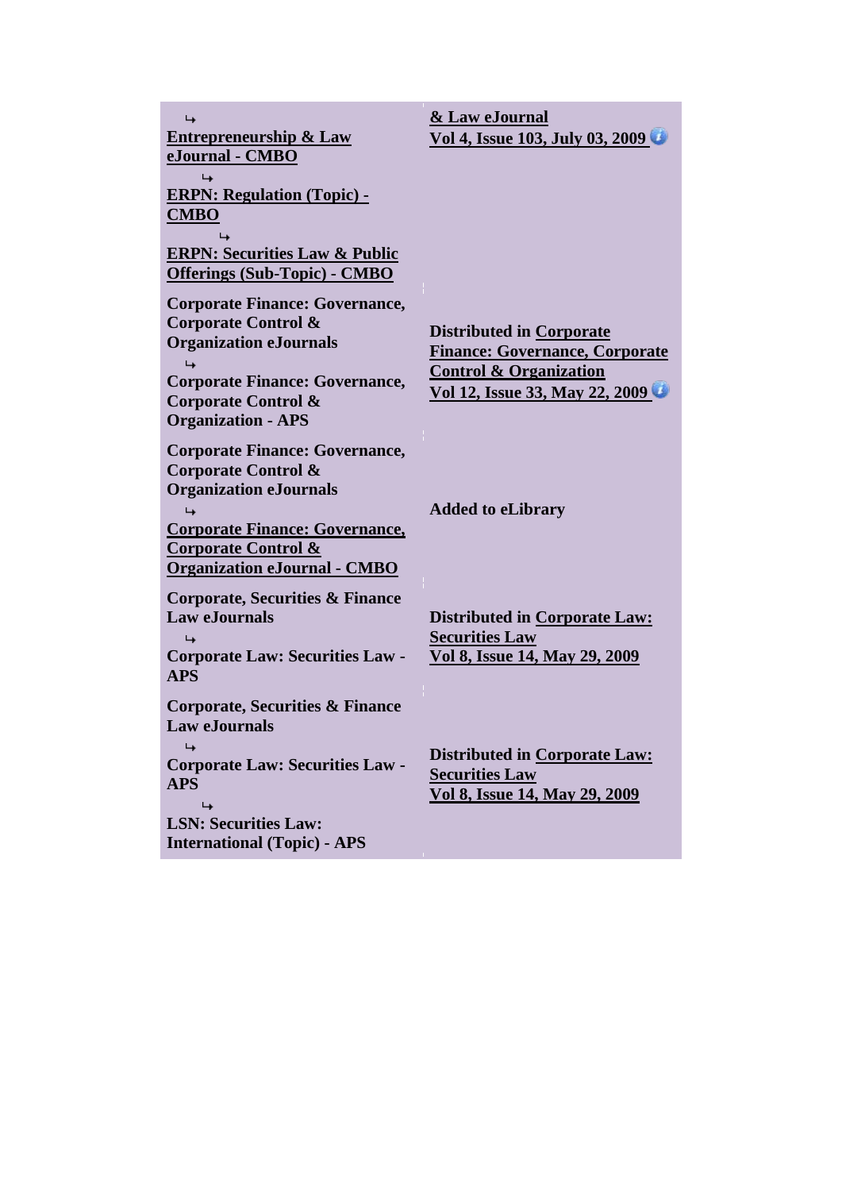| | |
|---|---|
| ↳ **Entrepreneurship & Law eJournal - CMBO** ↳ **ERPN: Regulation (Topic) - CMBO** ↳ **ERPN: Securities Law & Public Offerings (Sub-Topic) - CMBO** | **& Law eJournal Vol 4, Issue 103, July 03, 2009** |
| **Corporate Finance: Governance, Corporate Control & Organization eJournals** ↳ **Corporate Finance: Governance, Corporate Control & Organization - APS** | **Distributed in Corporate Finance: Governance, Corporate Control & Organization Vol 12, Issue 33, May 22, 2009** |
| **Corporate Finance: Governance, Corporate Control & Organization eJournals** ↳ **Corporate Finance: Governance, Corporate Control & Organization eJournal - CMBO** | **Added to eLibrary** |
| **Corporate, Securities & Finance Law eJournals** ↳ **Corporate Law: Securities Law - APS** | **Distributed in Corporate Law: Securities Law Vol 8, Issue 14, May 29, 2009** |
| **Corporate, Securities & Finance Law eJournals** ↳ **Corporate Law: Securities Law - APS** ↳ **LSN: Securities Law: International (Topic) - APS** | **Distributed in Corporate Law: Securities Law Vol 8, Issue 14, May 29, 2009** |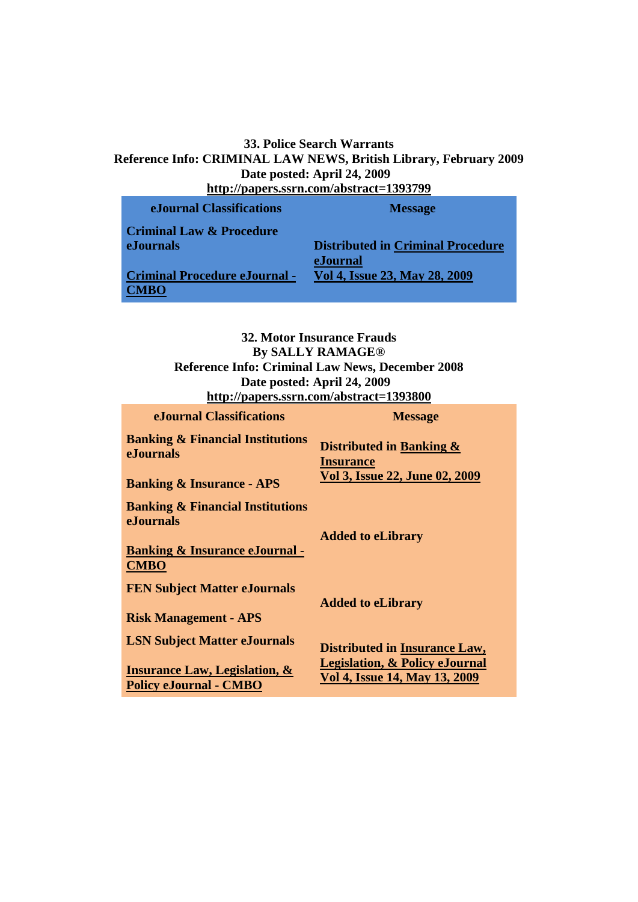**33. Police Search Warrants**
**Reference Info: CRIMINAL LAW NEWS, British Library, February 2009**
**Date posted: April 24, 2009**
**http://papers.ssrn.com/abstract=1393799**

| eJournal Classifications | Message |
|---|---|
| Criminal Law & Procedure eJournals | |
| Criminal Procedure eJournal - CMBO | Distributed in Criminal Procedure eJournal Vol 4, Issue 23, May 28, 2009 |

**32. Motor Insurance Frauds**
**By SALLY RAMAGE®**
**Reference Info: Criminal Law News, December 2008**
**Date posted: April 24, 2009**
**http://papers.ssrn.com/abstract=1393800**

| eJournal Classifications | Message |
|---|---|
| Banking & Financial Institutions eJournals | |
| Banking & Insurance - APS | Distributed in Banking & Insurance Vol 3, Issue 22, June 02, 2009 |
| Banking & Financial Institutions eJournals | |
| Banking & Insurance eJournal - CMBO | Added to eLibrary |
| FEN Subject Matter eJournals | |
| Risk Management - APS | Added to eLibrary |
| LSN Subject Matter eJournals | |
| Insurance Law, Legislation, & Policy eJournal - CMBO | Distributed in Insurance Law, Legislation, & Policy eJournal Vol 4, Issue 14, May 13, 2009 |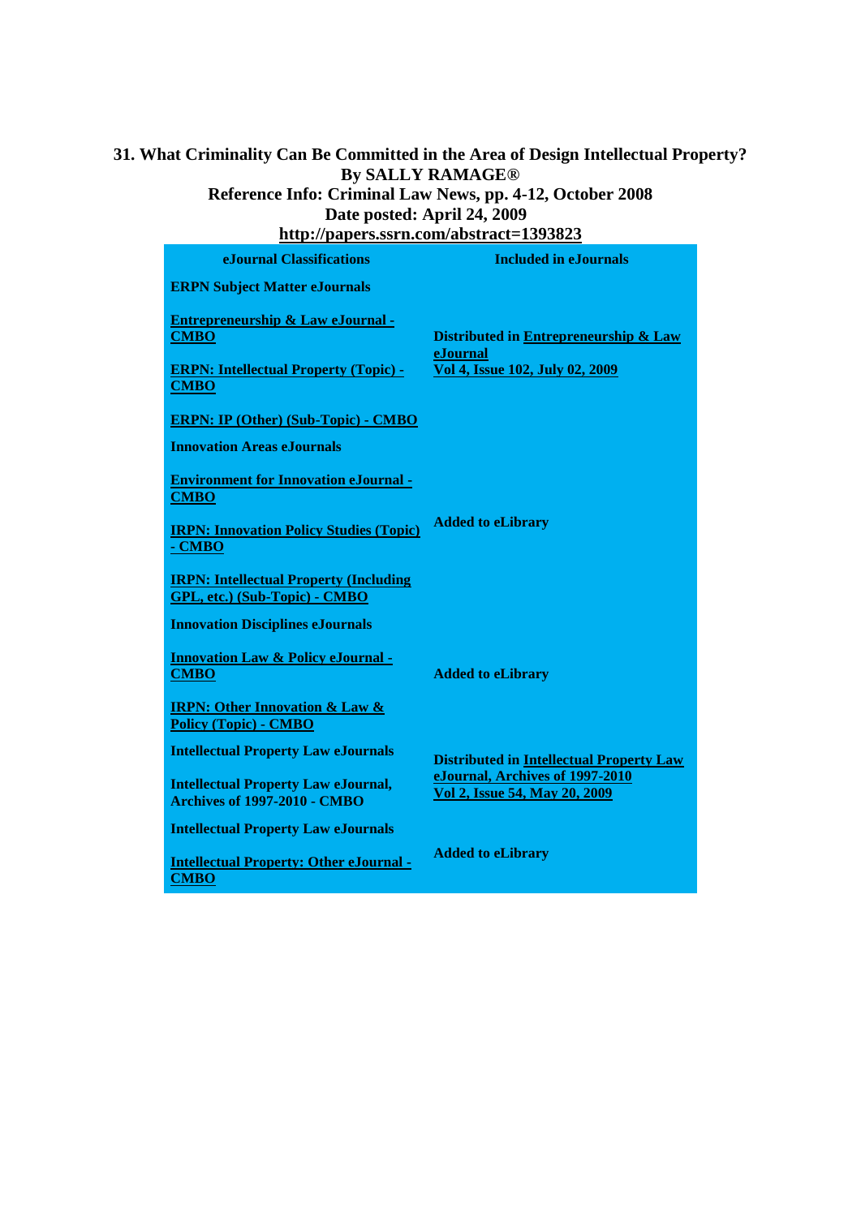**31. What Criminality Can Be Committed in the Area of Design Intellectual Property?**
**By SALLY RAMAGE®**
**Reference Info: Criminal Law News, pp. 4-12, October 2008**
**Date posted: April 24, 2009**
**http://papers.ssrn.com/abstract=1393823**

| eJournal Classifications | Included in eJournals |
|---|---|
| **ERPN Subject Matter eJournals** | |
| **Entrepreneurship & Law eJournal - CMBO** | **Distributed in Entrepreneurship & Law eJournal Vol 4, Issue 102, July 02, 2009** |
| **ERPN: Intellectual Property (Topic) - CMBO** | |
| **ERPN: IP (Other) (Sub-Topic) - CMBO** | |
| **Innovation Areas eJournals** | |
| **Environment for Innovation eJournal - CMBO** | |
| **IRPN: Innovation Policy Studies (Topic) - CMBO** | **Added to eLibrary** |
| **IRPN: Intellectual Property (Including GPL, etc.) (Sub-Topic) - CMBO** | |
| **Innovation Disciplines eJournals** | |
| **Innovation Law & Policy eJournal - CMBO** | **Added to eLibrary** |
| **IRPN: Other Innovation & Law & Policy (Topic) - CMBO** | |
| **Intellectual Property Law eJournals** | |
| **Intellectual Property Law eJournal, Archives of 1997-2010 - CMBO** | **Distributed in Intellectual Property Law eJournal, Archives of 1997-2010 Vol 2, Issue 54, May 20, 2009** |
| **Intellectual Property Law eJournals** | |
| **Intellectual Property: Other eJournal - CMBO** | **Added to eLibrary** |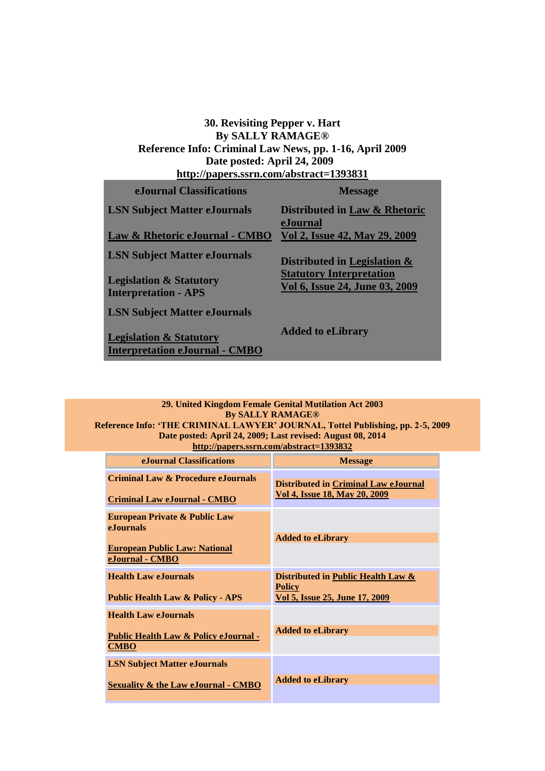**30. Revisiting Pepper v. Hart**
**By SALLY RAMAGE®**
**Reference Info: Criminal Law News, pp. 1-16, April 2009**
**Date posted: April 24, 2009**
**http://papers.ssrn.com/abstract=1393831**

| eJournal Classifications | Message |
|---|---|
| **LSN Subject Matter eJournals**<br><br>**Law & Rhetoric eJournal - CMBO** | **Distributed in Law & Rhetoric eJournal**<br>**Vol 2, Issue 42, May 29, 2009** |
| **LSN Subject Matter eJournals**<br><br>**Legislation & Statutory Interpretation - APS** | **Distributed in Legislation & Statutory Interpretation**<br>**Vol 6, Issue 24, June 03, 2009** |
| **LSN Subject Matter eJournals**<br><br>**Legislation & Statutory Interpretation eJournal - CMBO** | **Added to eLibrary** |

**29. United Kingdom Female Genital Mutilation Act 2003**
**By SALLY RAMAGE®**
**Reference Info: 'THE CRIMINAL LAWYER' JOURNAL, Tottel Publishing, pp. 2-5, 2009**
**Date posted: April 24, 2009; Last revised: August 08, 2014**
**http://papers.ssrn.com/abstract=1393832**

| eJournal Classifications | Message |
|---|---|
| **Criminal Law & Procedure eJournals**<br><br>**Criminal Law eJournal - CMBO** | **Distributed in Criminal Law eJournal**<br>**Vol 4, Issue 18, May 20, 2009** |
| **European Private & Public Law eJournals**<br><br>**European Public Law: National eJournal - CMBO** | **Added to eLibrary** |
| **Health Law eJournals**<br><br>**Public Health Law & Policy - APS** | **Distributed in Public Health Law & Policy**<br>**Vol 5, Issue 25, June 17, 2009** |
| **Health Law eJournals**<br><br>**Public Health Law & Policy eJournal - CMBO** | **Added to eLibrary** |
| **LSN Subject Matter eJournals**<br><br>**Sexuality & the Law eJournal - CMBO** | **Added to eLibrary** |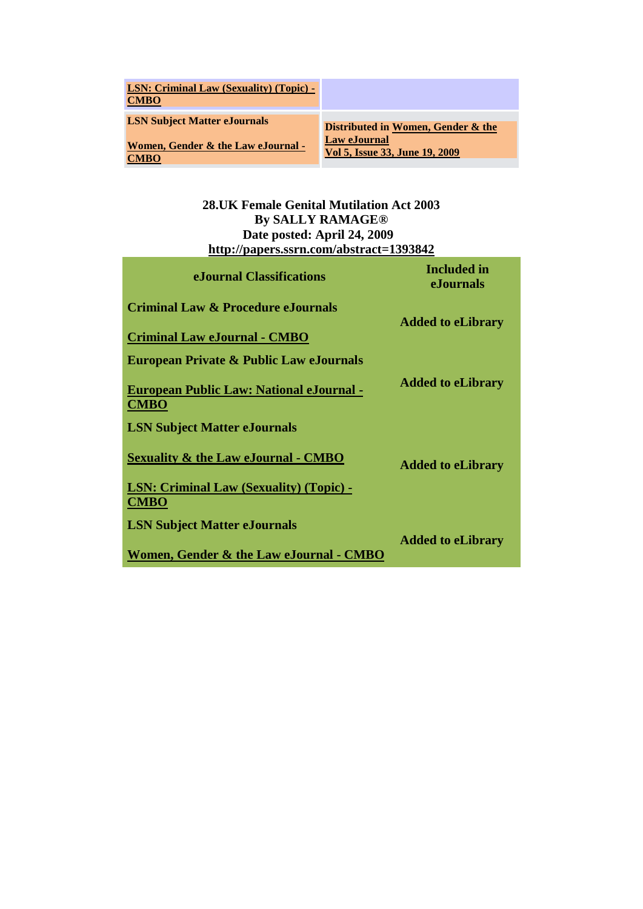| LSN: Criminal Law (Sexuality) (Topic) - CMBO | |
|---|---|
| LSN Subject Matter eJournals<br><br>Women, Gender & the Law eJournal - CMBO | Distributed in Women, Gender & the Law eJournal<br>Vol 5, Issue 33, June 19, 2009 |

**28.UK Female Genital Mutilation Act 2003**
**By SALLY RAMAGE®**
**Date posted: April 24, 2009**
**http://papers.ssrn.com/abstract=1393842**

| eJournal Classifications | Included in eJournals |
|---|---|
| **Criminal Law & Procedure eJournals**<br><br>Criminal Law eJournal - CMBO | Added to eLibrary |
| **European Private & Public Law eJournals**<br><br>European Public Law: National eJournal - CMBO | Added to eLibrary |
| **LSN Subject Matter eJournals**<br><br>Sexuality & the Law eJournal - CMBO<br><br>LSN: Criminal Law (Sexuality) (Topic) - CMBO | Added to eLibrary |
| **LSN Subject Matter eJournals**<br><br>Women, Gender & the Law eJournal - CMBO | Added to eLibrary |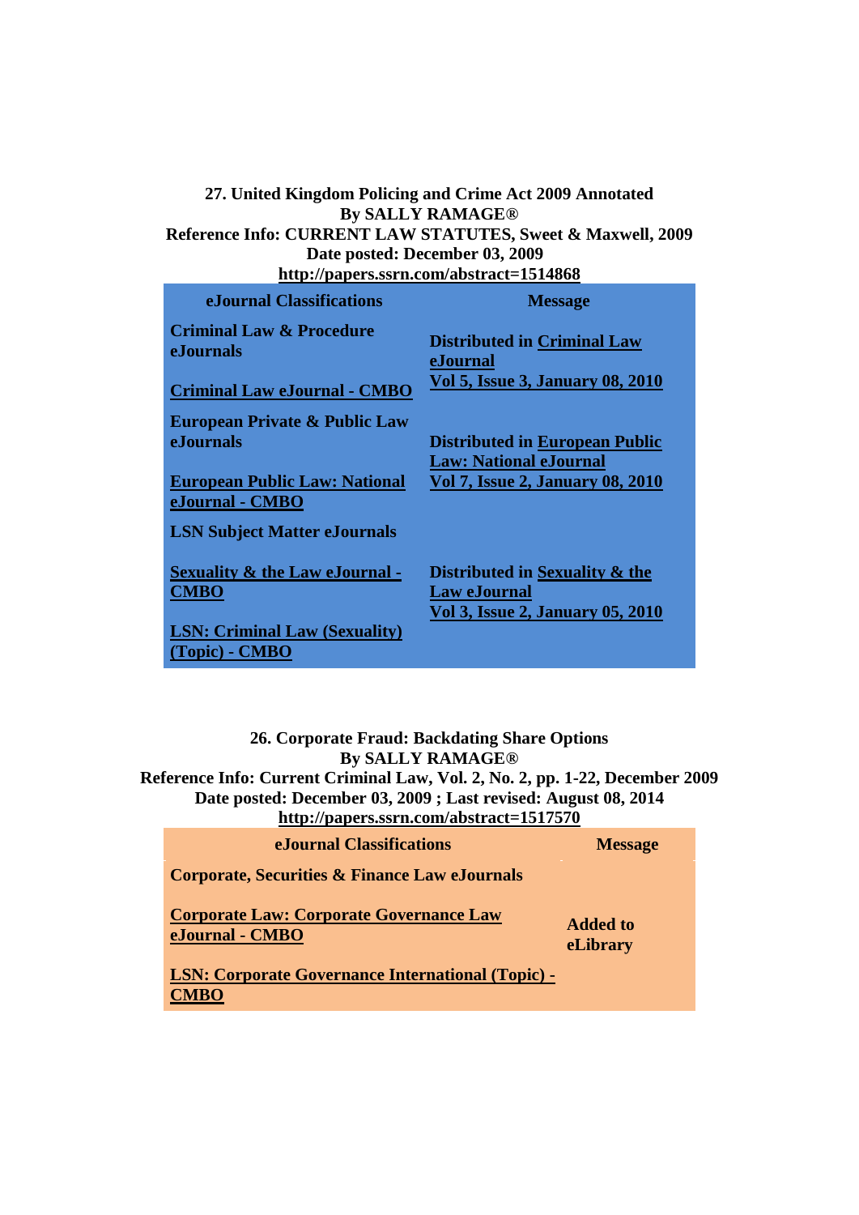**27. United Kingdom Policing and Crime Act 2009 Annotated**
**By SALLY RAMAGE®**
**Reference Info: CURRENT LAW STATUTES, Sweet & Maxwell, 2009**
**Date posted: December 03, 2009**
**http://papers.ssrn.com/abstract=1514868**

| eJournal Classifications | Message |
|---|---|
| **Criminal Law & Procedure eJournals** | |
| **Criminal Law eJournal - CMBO** | **Distributed in Criminal Law eJournal Vol 5, Issue 3, January 08, 2010** |
| **European Private & Public Law eJournals** | |
| **European Public Law: National eJournal - CMBO** | **Distributed in European Public Law: National eJournal Vol 7, Issue 2, January 08, 2010** |
| **LSN Subject Matter eJournals** | |
| **Sexuality & the Law eJournal - CMBO** | **Distributed in Sexuality & the Law eJournal Vol 3, Issue 2, January 05, 2010** |
| **LSN: Criminal Law (Sexuality) (Topic) - CMBO** | |

**26. Corporate Fraud: Backdating Share Options**
**By SALLY RAMAGE®**
**Reference Info: Current Criminal Law, Vol. 2, No. 2, pp. 1-22, December 2009**
**Date posted: December 03, 2009 ; Last revised: August 08, 2014**
**http://papers.ssrn.com/abstract=1517570**

| eJournal Classifications | Message |
|---|---|
| **Corporate, Securities & Finance Law eJournals** | |
| **Corporate Law: Corporate Governance Law eJournal - CMBO** | **Added to eLibrary** |
| **LSN: Corporate Governance International (Topic) - CMBO** | |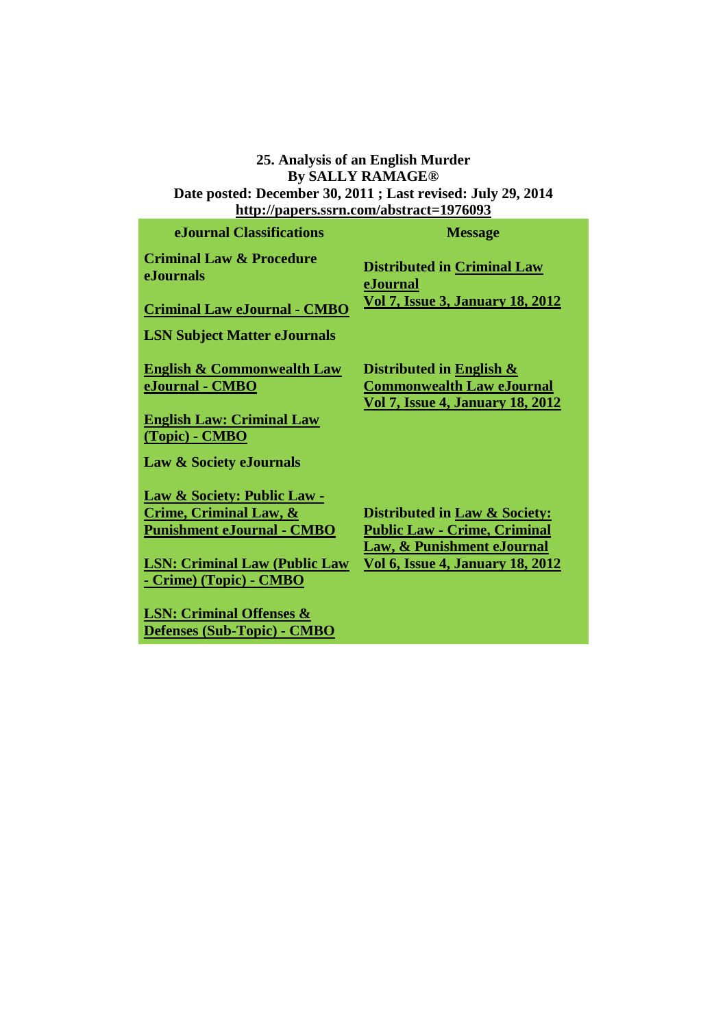**25. Analysis of an English Murder**
**By SALLY RAMAGE®**
**Date posted: December 30, 2011 ; Last revised: July 29, 2014**
**http://papers.ssrn.com/abstract=1976093**

| eJournal Classifications | Message |
|---|---|
| **Criminal Law & Procedure eJournals** | |
| **Criminal Law eJournal - CMBO** | **Distributed in Criminal Law eJournal Vol 7, Issue 3, January 18, 2012** |
| **LSN Subject Matter eJournals** | |
| **English & Commonwealth Law eJournal - CMBO** | **Distributed in English & Commonwealth Law eJournal Vol 7, Issue 4, January 18, 2012** |
| **English Law: Criminal Law (Topic) - CMBO** | |
| **Law & Society eJournals** | |
| **Law & Society: Public Law - Crime, Criminal Law, & Punishment eJournal - CMBO** | **Distributed in Law & Society: Public Law - Crime, Criminal Law, & Punishment eJournal Vol 6, Issue 4, January 18, 2012** |
| **LSN: Criminal Law (Public Law - Crime) (Topic) - CMBO** | |
| **LSN: Criminal Offenses & Defenses (Sub-Topic) - CMBO** | |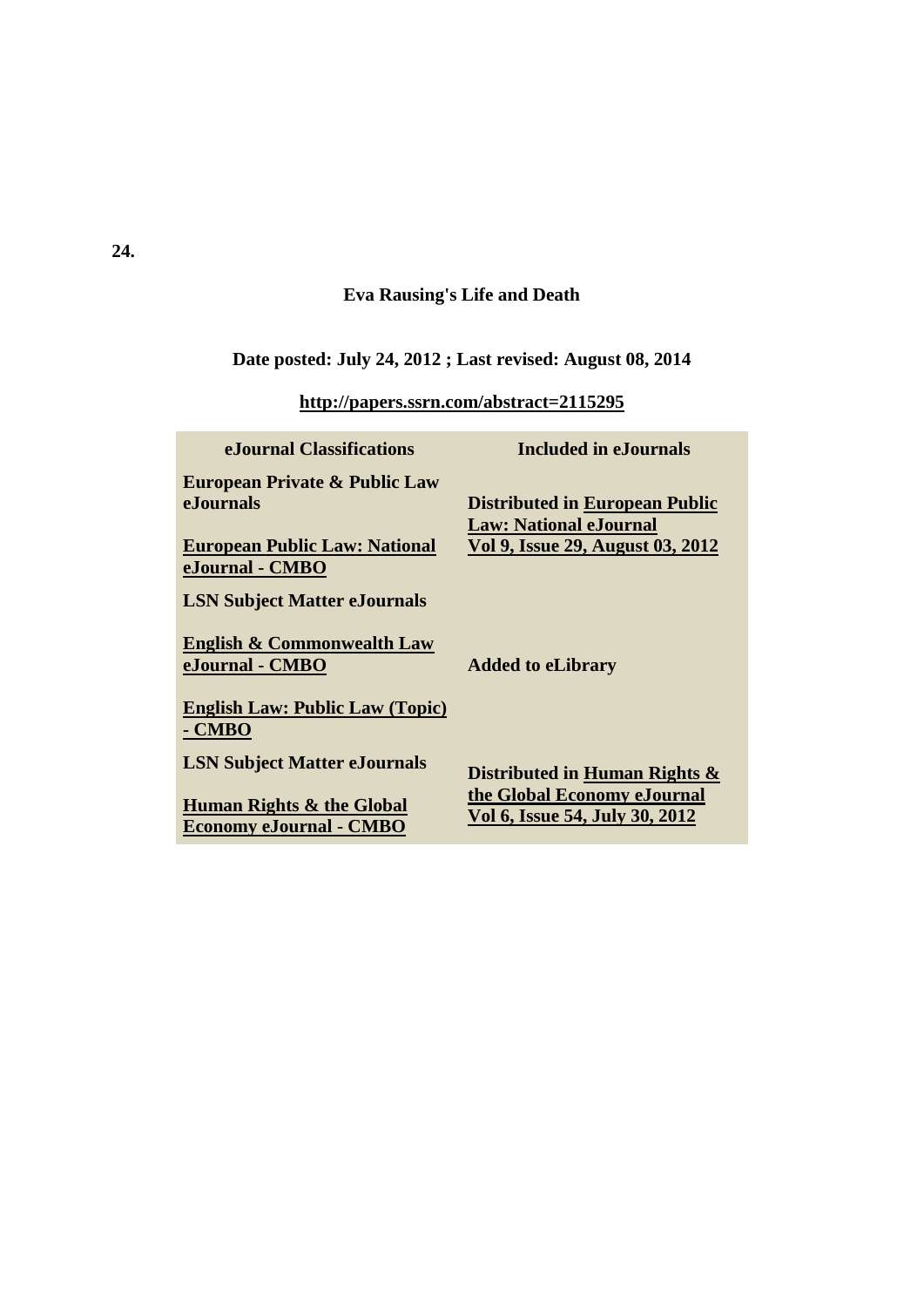**24.**

**Eva Rausing's Life and Death**

**Date posted: July 24, 2012 ; Last revised: August 08, 2014**

**http://papers.ssrn.com/abstract=2115295**

| eJournal Classifications | Included in eJournals |
| --- | --- |
| **European Private & Public Law eJournals**<br><br>**European Public Law: National eJournal - CMBO** | **Distributed in European Public Law: National eJournal Vol 9, Issue 29, August 03, 2012** |
| **LSN Subject Matter eJournals**<br><br>**English & Commonwealth Law eJournal - CMBO**<br><br>**English Law: Public Law (Topic) - CMBO** | **Added to eLibrary** |
| **LSN Subject Matter eJournals**<br><br>**Human Rights & the Global Economy eJournal - CMBO** | **Distributed in Human Rights & the Global Economy eJournal Vol 6, Issue 54, July 30, 2012** |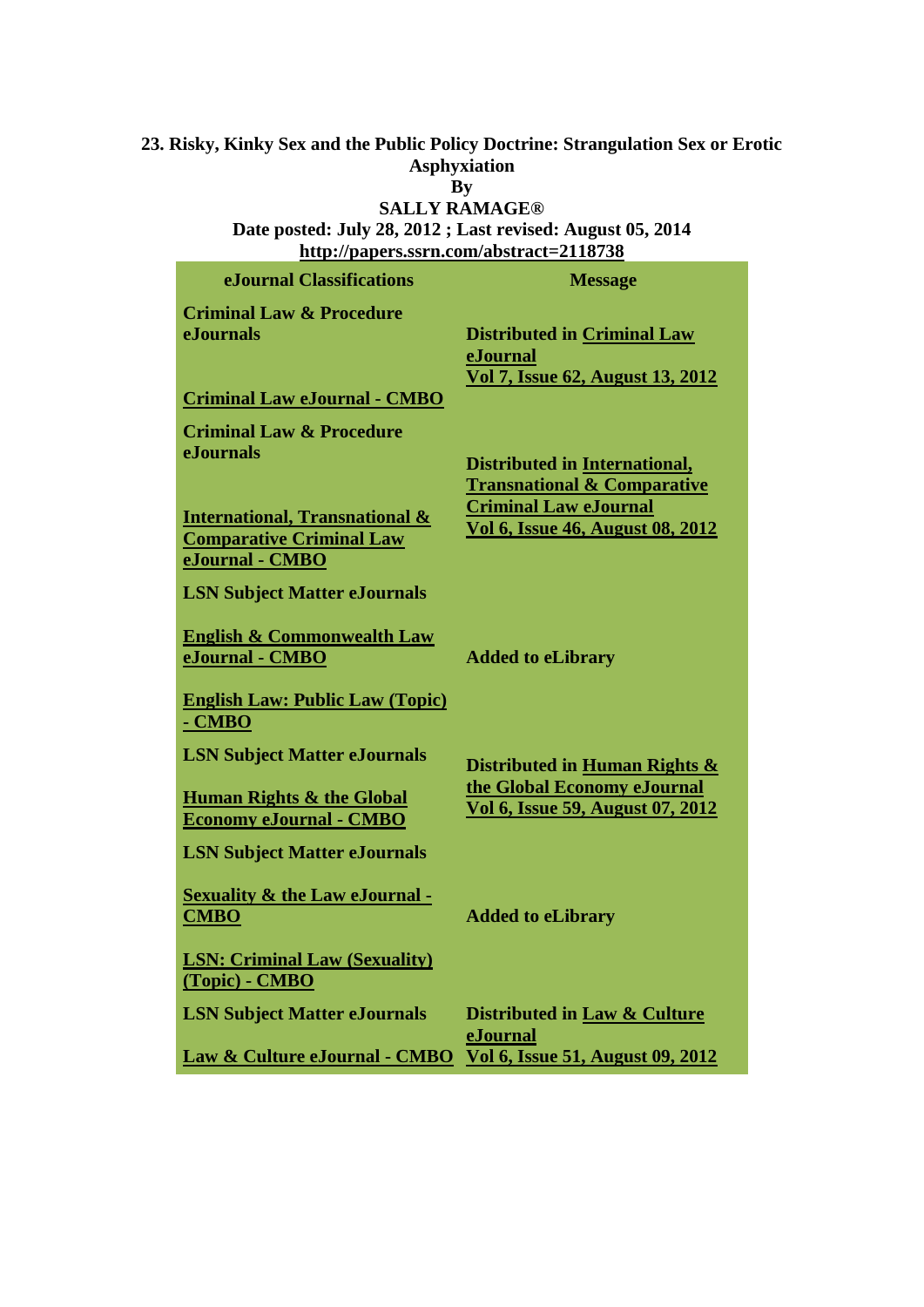**23. Risky, Kinky Sex and the Public Policy Doctrine: Strangulation Sex or Erotic Asphyxiation**

**By**

**SALLY RAMAGE®**

**Date posted: July 28, 2012 ; Last revised: August 05, 2014**

**http://papers.ssrn.com/abstract=2118738**

| eJournal Classifications | Message |
| --- | --- |
| **Criminal Law & Procedure eJournals**<br><br>**Criminal Law eJournal - CMBO** | **Distributed in Criminal Law eJournal**<br>**Vol 7, Issue 62, August 13, 2012** |
| **Criminal Law & Procedure eJournals**<br><br>**International, Transnational & Comparative Criminal Law eJournal - CMBO** | **Distributed in International, Transnational & Comparative Criminal Law eJournal**<br>**Vol 6, Issue 46, August 08, 2012** |
| **LSN Subject Matter eJournals**<br><br>**English & Commonwealth Law eJournal - CMBO**<br><br>**English Law: Public Law (Topic) - CMBO** | **Added to eLibrary** |
| **LSN Subject Matter eJournals**<br><br>**Human Rights & the Global Economy eJournal - CMBO** | **Distributed in Human Rights & the Global Economy eJournal**<br>**Vol 6, Issue 59, August 07, 2012** |
| **LSN Subject Matter eJournals**<br><br>**Sexuality & the Law eJournal - CMBO**<br><br>**LSN: Criminal Law (Sexuality) (Topic) - CMBO** | **Added to eLibrary** |
| **LSN Subject Matter eJournals**<br><br>**Law & Culture eJournal - CMBO** | **Distributed in Law & Culture eJournal**<br>**Vol 6, Issue 51, August 09, 2012** |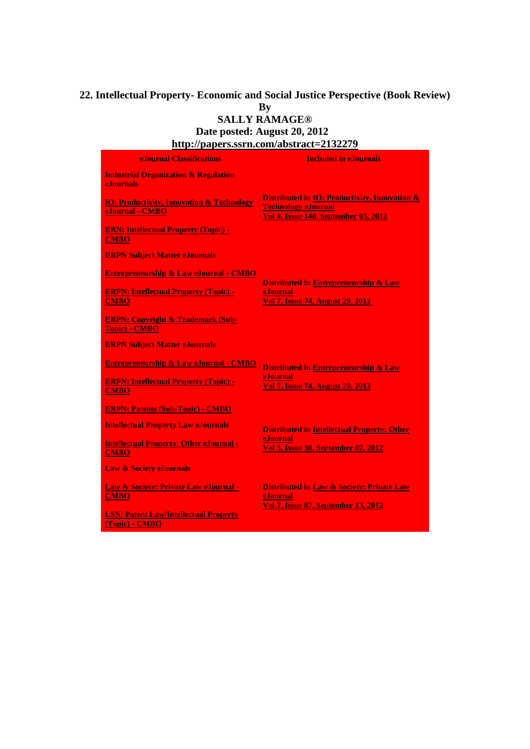**22. Intellectual Property- Economic and Social Justice Perspective (Book Review)**

**By**

**SALLY RAMAGE®**

**Date posted: August 20, 2012**

**http://papers.ssrn.com/abstract=2132279**

| eJournal Classifications | Included in eJournals |
|---|---|
| **Industrial Organization & Regulation eJournals** | |
| **IO: Productivity, Innovation & Technology eJournal - CMBO** | **Distributed in IO: Productivity, Innovation & Technology eJournal Vol 4, Issue 140, September 03, 2012** |
| **ERN: Intellectual Property (Topic) - CMBO** | |
| **ERPN Subject Matter eJournals** | |
| **Entrepreneurship & Law eJournal - CMBO** | **Distributed in Entrepreneurship & Law eJournal Vol 7, Issue 74, August 29, 2012** |
| **ERPN: Intellectual Property (Topic) - CMBO** | |
| **ERPN: Copyright & Trademark (Sub-Topic) - CMBO** | |
| **ERPN Subject Matter eJournals** | |
| **Entrepreneurship & Law eJournal - CMBO** | **Distributed in Entrepreneurship & Law eJournal Vol 7, Issue 74, August 29, 2012** |
| **ERPN: Intellectual Property (Topic) - CMBO** | |
| **ERPN: Patents (Sub-Topic) - CMBO** | |
| **Intellectual Property Law eJournals** | **Distributed in Intellectual Property: Other eJournal Vol 3, Issue 38, September 07, 2012** |
| **Intellectual Property: Other eJournal - CMBO** | |
| **Law & Society eJournals** | |
| **Law & Society: Private Law eJournal - CMBO** | **Distributed in Law & Society: Private Law eJournal Vol 7, Issue 87, September 13, 2012** |
| **LSN: Patent Law/Intellectual Property (Topic) - CMBO** | |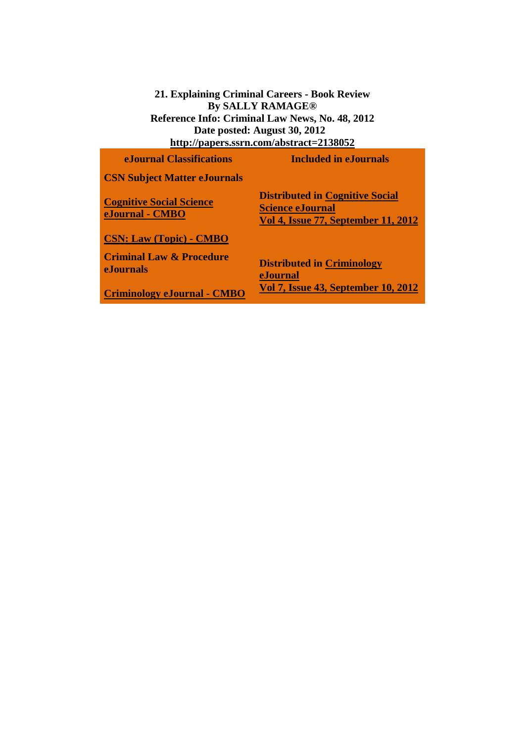**21. Explaining Criminal Careers - Book Review**
**By SALLY RAMAGE®**
**Reference Info: Criminal Law News, No. 48, 2012**
**Date posted: August 30, 2012**
**http://papers.ssrn.com/abstract=2138052**

| eJournal Classifications | Included in eJournals |
|---|---|
| **CSN Subject Matter eJournals** | |
| **Cognitive Social Science eJournal - CMBO** | **Distributed in Cognitive Social Science eJournal Vol 4, Issue 77, September 11, 2012** |
| **CSN: Law (Topic) - CMBO** | |
| **Criminal Law & Procedure eJournals** | **Distributed in Criminology eJournal Vol 7, Issue 43, September 10, 2012** |
| **Criminology eJournal - CMBO** | |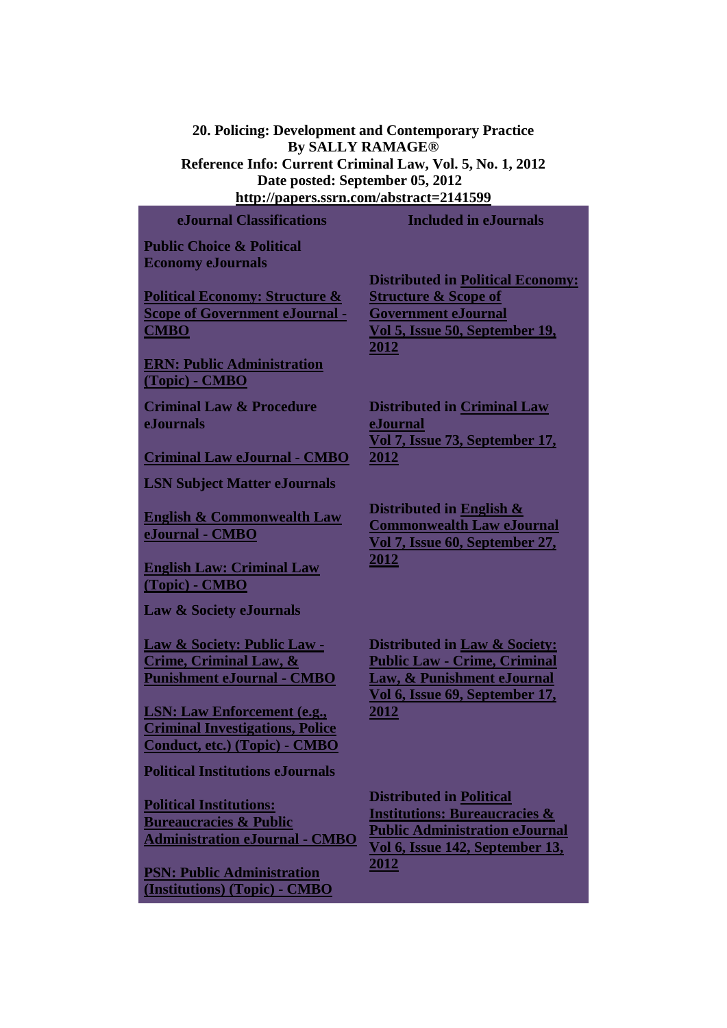**20. Policing: Development and Contemporary Practice**
**By SALLY RAMAGE®**
**Reference Info: Current Criminal Law, Vol. 5, No. 1, 2012**
**Date posted: September 05, 2012**
**http://papers.ssrn.com/abstract=2141599**

| eJournal Classifications | Included in eJournals |
| --- | --- |
| **Public Choice & Political Economy eJournals** | |
| **Political Economy: Structure & Scope of Government eJournal - CMBO** | **Distributed in Political Economy: Structure & Scope of Government eJournal Vol 5, Issue 50, September 19, 2012** |
| **ERN: Public Administration (Topic) - CMBO** | |
| **Criminal Law & Procedure eJournals** | **Distributed in Criminal Law eJournal Vol 7, Issue 73, September 17, 2012** |
| **Criminal Law eJournal - CMBO** | |
| **LSN Subject Matter eJournals** | |
| **English & Commonwealth Law eJournal - CMBO** | **Distributed in English & Commonwealth Law eJournal Vol 7, Issue 60, September 27, 2012** |
| **English Law: Criminal Law (Topic) - CMBO** | |
| **Law & Society eJournals** | |
| **Law & Society: Public Law - Crime, Criminal Law, & Punishment eJournal - CMBO** | **Distributed in Law & Society: Public Law - Crime, Criminal Law, & Punishment eJournal Vol 6, Issue 69, September 17, 2012** |
| **LSN: Law Enforcement (e.g., Criminal Investigations, Police Conduct, etc.) (Topic) - CMBO** | |
| **Political Institutions eJournals** | |
| **Political Institutions: Bureaucracies & Public Administration eJournal - CMBO** | **Distributed in Political Institutions: Bureaucracies & Public Administration eJournal Vol 6, Issue 142, September 13, 2012** |
| **PSN: Public Administration (Institutions) (Topic) - CMBO** | |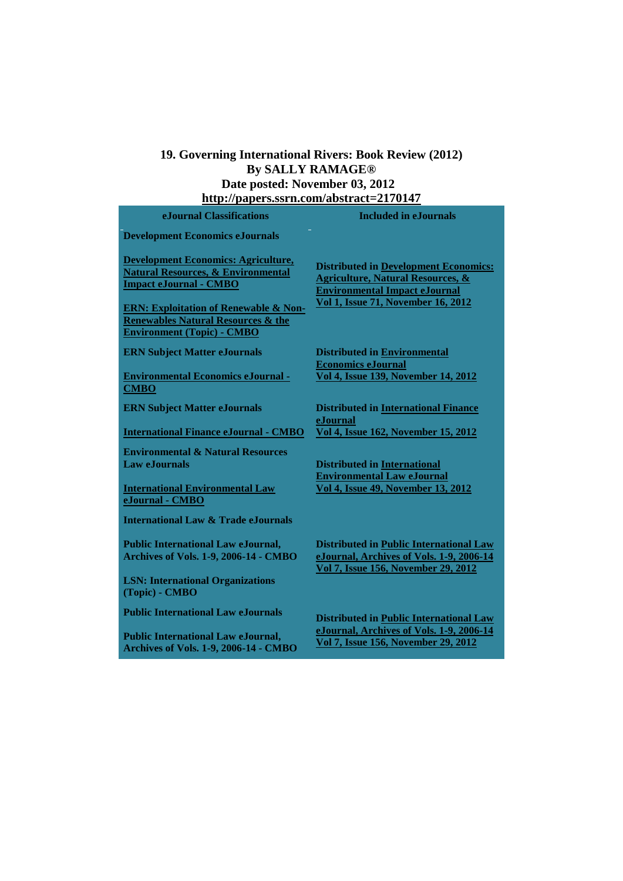**19. Governing International Rivers: Book Review (2012)**
**By SALLY RAMAGE®**
**Date posted: November 03, 2012**
**http://papers.ssrn.com/abstract=2170147**

| eJournal Classifications | Included in eJournals |
|---|---|
| **Development Economics eJournals** | |
| **Development Economics: Agriculture, Natural Resources, & Environmental Impact eJournal - CMBO**<br><br>**ERN: Exploitation of Renewable & Non-Renewables Natural Resources & the Environment (Topic) - CMBO** | **Distributed in Development Economics: Agriculture, Natural Resources, & Environmental Impact eJournal Vol 1, Issue 71, November 16, 2012** |
| **ERN Subject Matter eJournals**<br><br>**Environmental Economics eJournal - CMBO** | **Distributed in Environmental Economics eJournal Vol 4, Issue 139, November 14, 2012** |
| **ERN Subject Matter eJournals**<br><br>**International Finance eJournal - CMBO** | **Distributed in International Finance eJournal Vol 4, Issue 162, November 15, 2012** |
| **Environmental & Natural Resources Law eJournals**<br><br>**International Environmental Law eJournal - CMBO** | **Distributed in International Environmental Law eJournal Vol 4, Issue 49, November 13, 2012** |
| **International Law & Trade eJournals** | |
| **Public International Law eJournal, Archives of Vols. 1-9, 2006-14 - CMBO**<br><br>**LSN: International Organizations (Topic) - CMBO** | **Distributed in Public International Law eJournal, Archives of Vols. 1-9, 2006-14 Vol 7, Issue 156, November 29, 2012** |
| **Public International Law eJournals**<br><br>**Public International Law eJournal, Archives of Vols. 1-9, 2006-14 - CMBO** | **Distributed in Public International Law eJournal, Archives of Vols. 1-9, 2006-14 Vol 7, Issue 156, November 29, 2012** |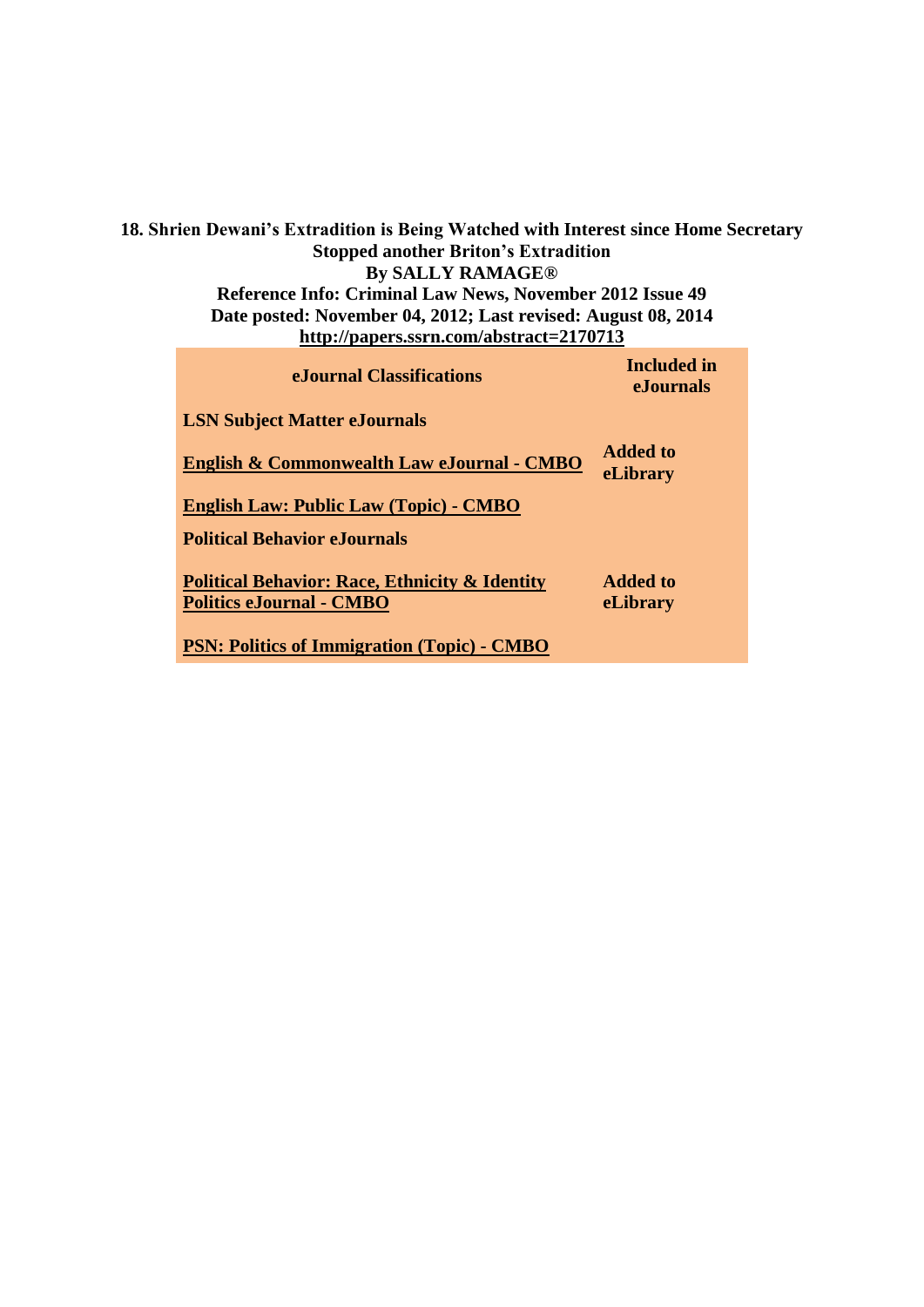**18. Shrien Dewani's Extradition is Being Watched with Interest since Home Secretary Stopped another Briton's Extradition**

**By SALLY RAMAGE®**

**Reference Info: Criminal Law News, November 2012 Issue 49**

**Date posted: November 04, 2012; Last revised: August 08, 2014**

**http://papers.ssrn.com/abstract=2170713**

| eJournal Classifications | Included in eJournals |
|---|---|
| **LSN Subject Matter eJournals** | |
| **English & Commonwealth Law eJournal - CMBO** | **Added to eLibrary** |
| **English Law: Public Law (Topic) - CMBO** | |
| **Political Behavior eJournals** | |
| **Political Behavior: Race, Ethnicity & Identity Politics eJournal - CMBO** | **Added to eLibrary** |
| **PSN: Politics of Immigration (Topic) - CMBO** | |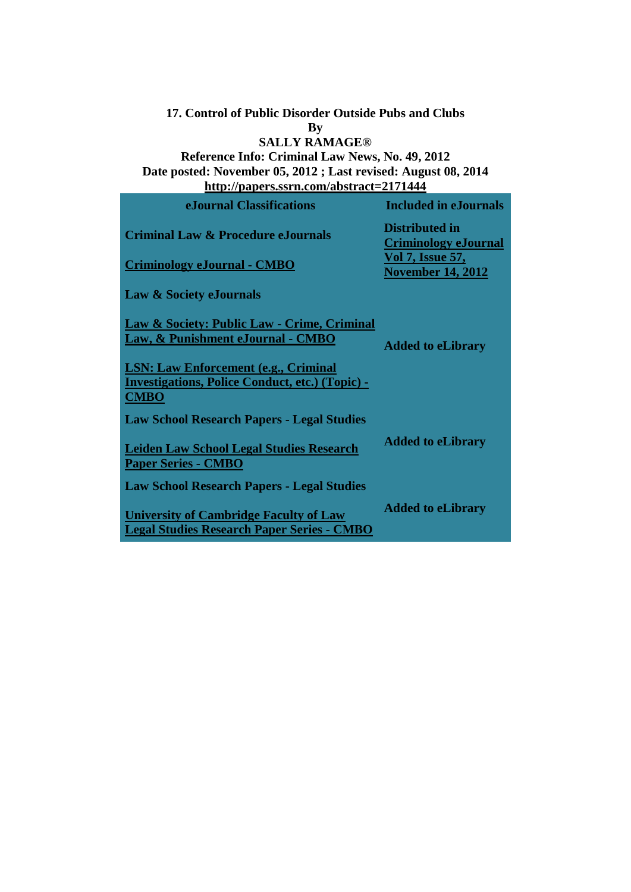**17. Control of Public Disorder Outside Pubs and Clubs**
**By**
**SALLY RAMAGE®**
**Reference Info: Criminal Law News, No. 49, 2012**
**Date posted: November 05, 2012 ; Last revised: August 08, 2014**
**http://papers.ssrn.com/abstract=2171444**

| eJournal Classifications | Included in eJournals |
|---|---|
| **Criminal Law & Procedure eJournals** | **Distributed in Criminology eJournal Vol 7, Issue 57, November 14, 2012** |
| **Criminology eJournal - CMBO** | |
| **Law & Society eJournals** | |
| **Law & Society: Public Law - Crime, Criminal Law, & Punishment eJournal - CMBO** | **Added to eLibrary** |
| **LSN: Law Enforcement (e.g., Criminal Investigations, Police Conduct, etc.) (Topic) - CMBO** | |
| **Law School Research Papers - Legal Studies** | |
| **Leiden Law School Legal Studies Research Paper Series - CMBO** | **Added to eLibrary** |
| **Law School Research Papers - Legal Studies** | |
| **University of Cambridge Faculty of Law Legal Studies Research Paper Series - CMBO** | **Added to eLibrary** |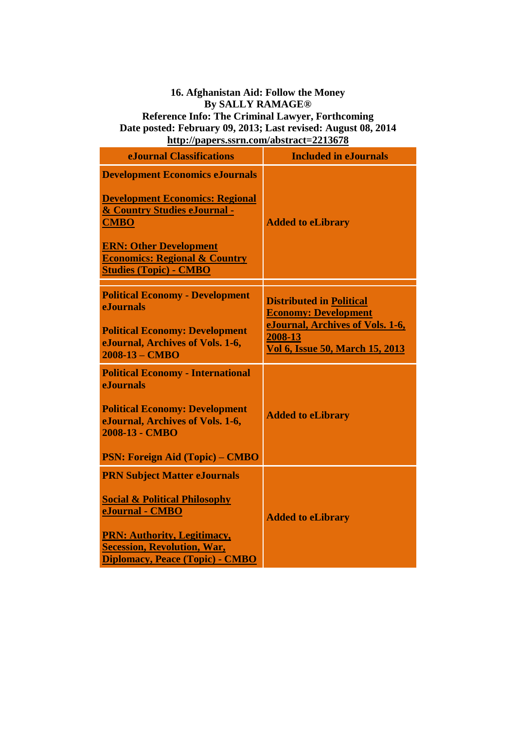**16. Afghanistan Aid: Follow the Money**
**By SALLY RAMAGE®**
**Reference Info: The Criminal Lawyer, Forthcoming**
**Date posted: February 09, 2013; Last revised: August 08, 2014**
**http://papers.ssrn.com/abstract=2213678**

| eJournal Classifications | Included in eJournals |
|---|---|
| **Development Economics eJournals**<br><br>**Development Economics: Regional & Country Studies eJournal - CMBO**<br><br>**ERN: Other Development Economics: Regional & Country Studies (Topic) - CMBO** | **Added to eLibrary** |
| | |
| **Political Economy - Development eJournals**<br><br>**Political Economy: Development eJournal, Archives of Vols. 1-6, 2008-13 – CMBO** | **Distributed in Political Economy: Development eJournal, Archives of Vols. 1-6, 2008-13**<br>**Vol 6, Issue 50, March 15, 2013** |
| **Political Economy - International eJournals**<br><br>**Political Economy: Development eJournal, Archives of Vols. 1-6, 2008-13 - CMBO**<br><br>**PSN: Foreign Aid (Topic) – CMBO** | **Added to eLibrary** |
| **PRN Subject Matter eJournals**<br><br>**Social & Political Philosophy eJournal - CMBO**<br><br>**PRN: Authority, Legitimacy, Secession, Revolution, War, Diplomacy, Peace (Topic) - CMBO** | **Added to eLibrary** |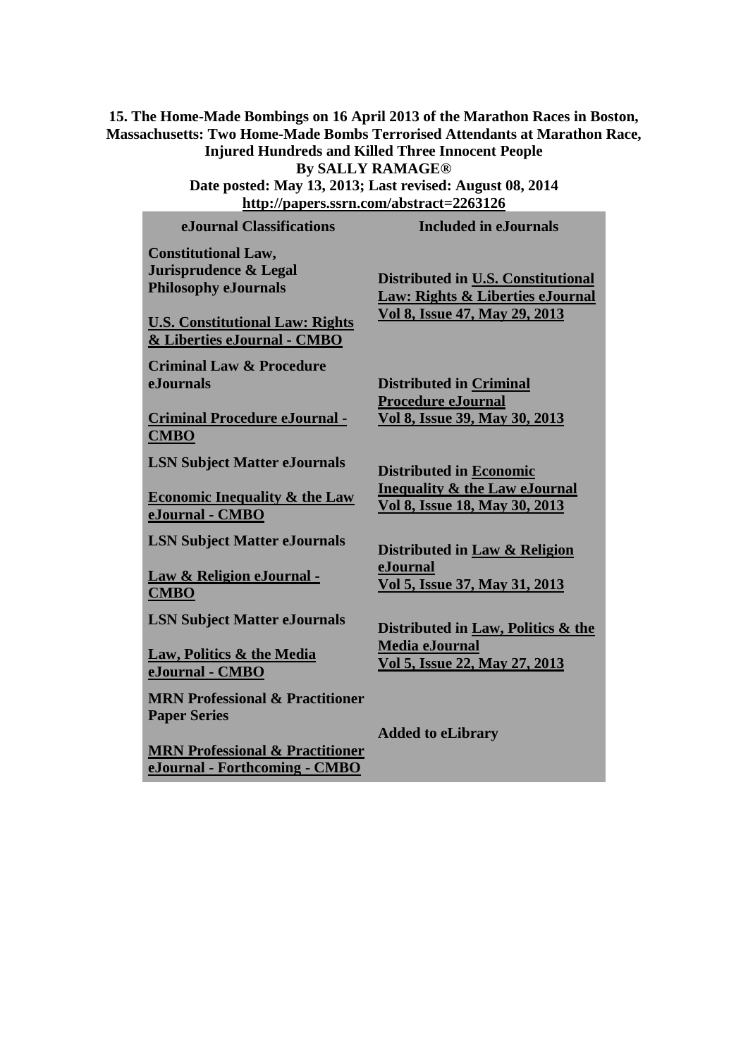**15. The Home-Made Bombings on 16 April 2013 of the Marathon Races in Boston, Massachusetts: Two Home-Made Bombs Terrorised Attendants at Marathon Race, Injured Hundreds and Killed Three Innocent People**

**By SALLY RAMAGE®**

**Date posted: May 13, 2013; Last revised: August 08, 2014**

**http://papers.ssrn.com/abstract=2263126**

| eJournal Classifications | Included in eJournals |
|---|---|
| **Constitutional Law, Jurisprudence & Legal Philosophy eJournals**<br><br>**U.S. Constitutional Law: Rights & Liberties eJournal - CMBO** | **Distributed in U.S. Constitutional Law: Rights & Liberties eJournal Vol 8, Issue 47, May 29, 2013** |
| **Criminal Law & Procedure eJournals**<br><br>**Criminal Procedure eJournal - CMBO** | **Distributed in Criminal Procedure eJournal Vol 8, Issue 39, May 30, 2013** |
| **LSN Subject Matter eJournals**<br><br>**Economic Inequality & the Law eJournal - CMBO** | **Distributed in Economic Inequality & the Law eJournal Vol 8, Issue 18, May 30, 2013** |
| **LSN Subject Matter eJournals**<br><br>**Law & Religion eJournal - CMBO** | **Distributed in Law & Religion eJournal Vol 5, Issue 37, May 31, 2013** |
| **LSN Subject Matter eJournals**<br><br>**Law, Politics & the Media eJournal - CMBO** | **Distributed in Law, Politics & the Media eJournal Vol 5, Issue 22, May 27, 2013** |
| **MRN Professional & Practitioner Paper Series**<br><br>**MRN Professional & Practitioner eJournal - Forthcoming - CMBO** | **Added to eLibrary** |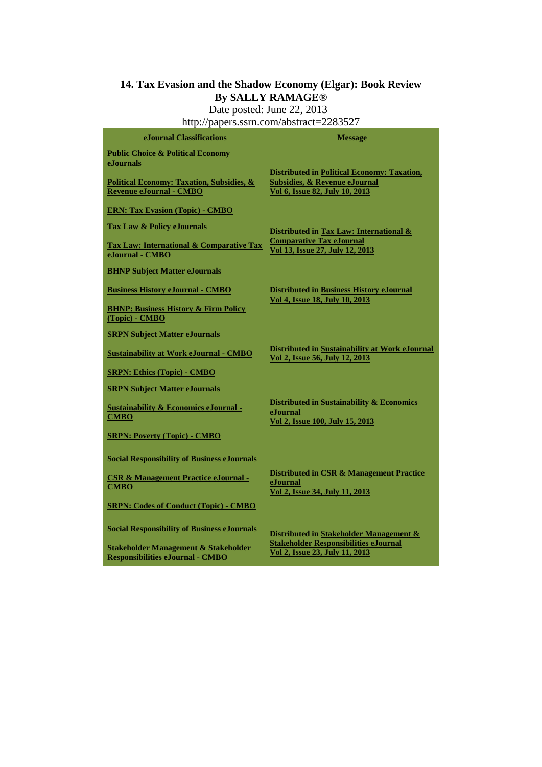**14. Tax Evasion and the Shadow Economy (Elgar): Book Review**
**By SALLY RAMAGE®**
Date posted: June 22, 2013
http://papers.ssrn.com/abstract=2283527

| eJournal Classifications | Message |
|---|---|
| **Public Choice & Political Economy eJournals**<br><br>**Political Economy: Taxation, Subsidies, & Revenue eJournal - CMBO**<br><br>**ERN: Tax Evasion (Topic) - CMBO** | **Distributed in Political Economy: Taxation, Subsidies, & Revenue eJournal Vol 6, Issue 82, July 10, 2013** |
| **Tax Law & Policy eJournals**<br><br>**Tax Law: International & Comparative Tax eJournal - CMBO** | **Distributed in Tax Law: International & Comparative Tax eJournal Vol 13, Issue 27, July 12, 2013** |
| **BHNP Subject Matter eJournals**<br><br>**Business History eJournal - CMBO**<br><br>**BHNP: Business History & Firm Policy (Topic) - CMBO** | **Distributed in Business History eJournal Vol 4, Issue 18, July 10, 2013** |
| **SRPN Subject Matter eJournals**<br><br>**Sustainability at Work eJournal - CMBO**<br><br>**SRPN: Ethics (Topic) - CMBO** | **Distributed in Sustainability at Work eJournal Vol 2, Issue 56, July 12, 2013** |
| **SRPN Subject Matter eJournals**<br><br>**Sustainability & Economics eJournal - CMBO**<br><br>**SRPN: Poverty (Topic) - CMBO** | **Distributed in Sustainability & Economics eJournal Vol 2, Issue 100, July 15, 2013** |
| **Social Responsibility of Business eJournals**<br><br>**CSR & Management Practice eJournal - CMBO**<br><br>**SRPN: Codes of Conduct (Topic) - CMBO** | **Distributed in CSR & Management Practice eJournal Vol 2, Issue 34, July 11, 2013** |
| **Social Responsibility of Business eJournals**<br><br>**Stakeholder Management & Stakeholder Responsibilities eJournal - CMBO** | **Distributed in Stakeholder Management & Stakeholder Responsibilities eJournal Vol 2, Issue 23, July 11, 2013** |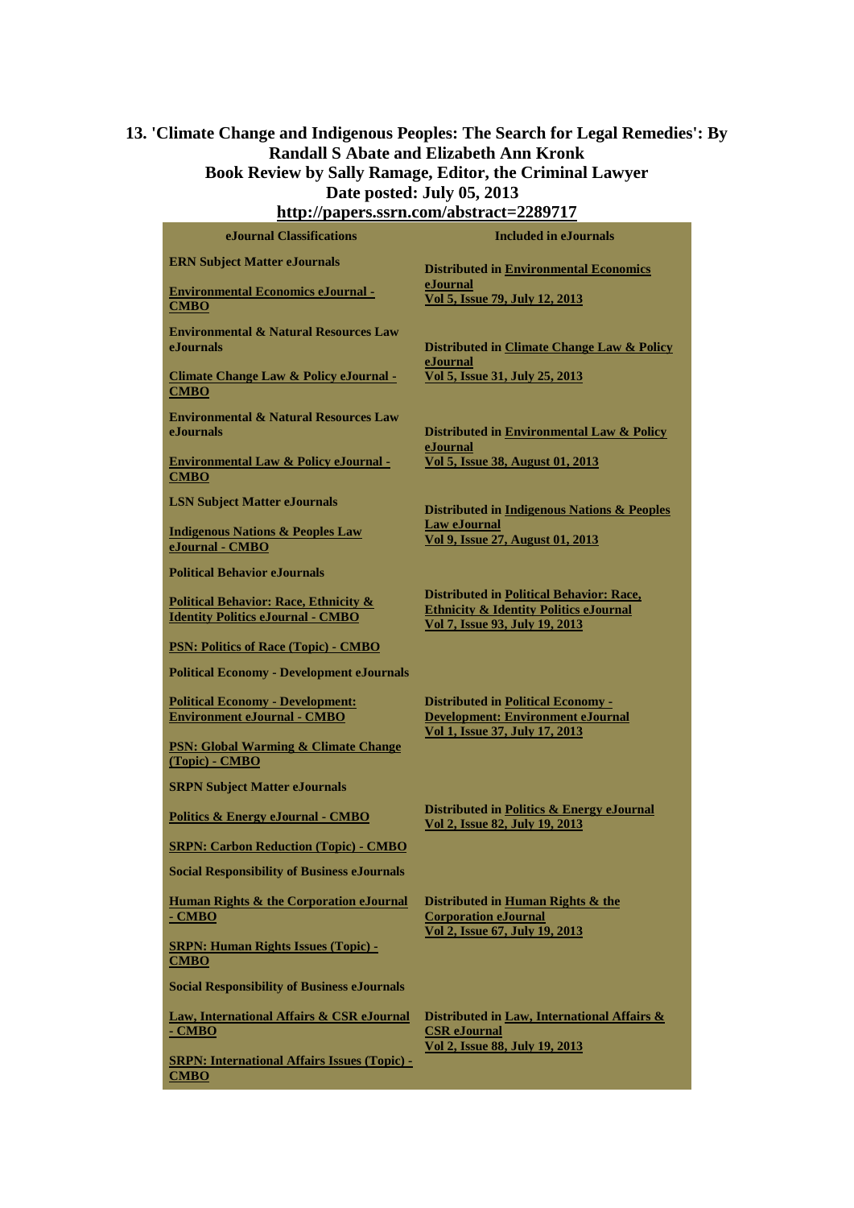### 13. 'Climate Change and Indigenous Peoples: The Search for Legal Remedies': By Randall S Abate and Elizabeth Ann Kronk

**Book Review by Sally Ramage, Editor, the Criminal Lawyer**

**Date posted: July 05, 2013**

**http://papers.ssrn.com/abstract=2289717**

| eJournal Classifications | Included in eJournals |
|---|---|
| **ERN Subject Matter eJournals**<br><br>**Environmental Economics eJournal - CMBO** | **Distributed in Environmental Economics eJournal**<br>**Vol 5, Issue 79, July 12, 2013** |
| **Environmental & Natural Resources Law eJournals**<br><br>**Climate Change Law & Policy eJournal - CMBO** | **Distributed in Climate Change Law & Policy eJournal**<br>**Vol 5, Issue 31, July 25, 2013** |
| **Environmental & Natural Resources Law eJournals**<br><br>**Environmental Law & Policy eJournal - CMBO** | **Distributed in Environmental Law & Policy eJournal**<br>**Vol 5, Issue 38, August 01, 2013** |
| **LSN Subject Matter eJournals**<br><br>**Indigenous Nations & Peoples Law eJournal - CMBO** | **Distributed in Indigenous Nations & Peoples Law eJournal**<br>**Vol 9, Issue 27, August 01, 2013** |
| **Political Behavior eJournals**<br><br>**Political Behavior: Race, Ethnicity & Identity Politics eJournal - CMBO**<br><br>**PSN: Politics of Race (Topic) - CMBO** | **Distributed in Political Behavior: Race, Ethnicity & Identity Politics eJournal**<br>**Vol 7, Issue 93, July 19, 2013** |
| **Political Economy - Development eJournals**<br><br>**Political Economy - Development: Environment eJournal - CMBO**<br><br>**PSN: Global Warming & Climate Change (Topic) - CMBO** | **Distributed in Political Economy - Development: Environment eJournal**<br>**Vol 1, Issue 37, July 17, 2013** |
| **SRPN Subject Matter eJournals**<br><br>**Politics & Energy eJournal - CMBO**<br><br>**SRPN: Carbon Reduction (Topic) - CMBO** | **Distributed in Politics & Energy eJournal**<br>**Vol 2, Issue 82, July 19, 2013** |
| **Social Responsibility of Business eJournals**<br><br>**Human Rights & the Corporation eJournal - CMBO**<br><br>**SRPN: Human Rights Issues (Topic) - CMBO** | **Distributed in Human Rights & the Corporation eJournal**<br>**Vol 2, Issue 67, July 19, 2013** |
| **Social Responsibility of Business eJournals**<br><br>**Law, International Affairs & CSR eJournal - CMBO**<br><br>**SRPN: International Affairs Issues (Topic) - CMBO** | **Distributed in Law, International Affairs & CSR eJournal**<br>**Vol 2, Issue 88, July 19, 2013** |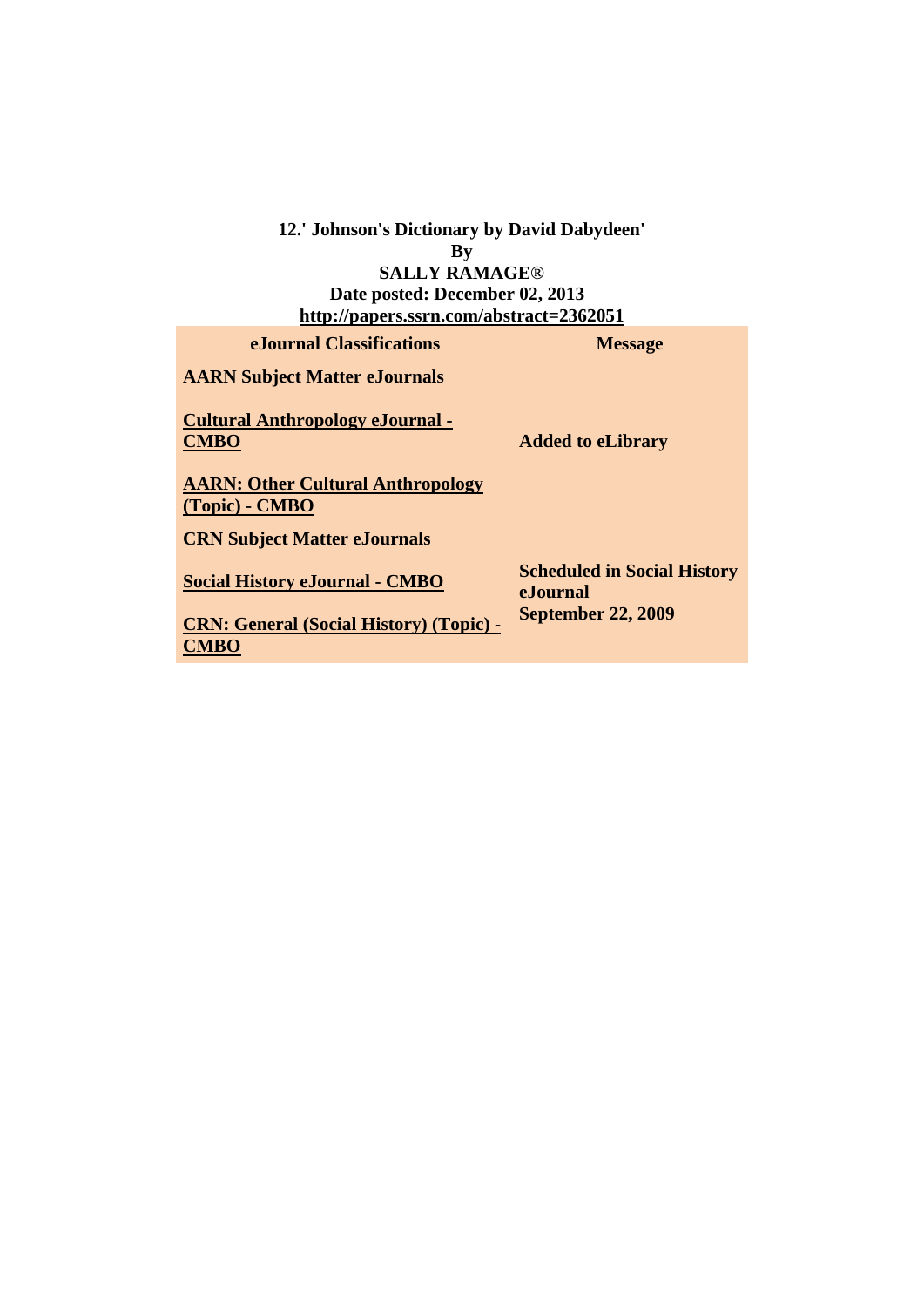**12.' Johnson's Dictionary by David Dabydeen'**
**By**
**SALLY RAMAGE®**
**Date posted: December 02, 2013**
**http://papers.ssrn.com/abstract=2362051**

| eJournal Classifications | Message |
|---|---|
| **AARN Subject Matter eJournals** | |
| **Cultural Anthropology eJournal - CMBO** | **Added to eLibrary** |
| **AARN: Other Cultural Anthropology (Topic) - CMBO** | |
| **CRN Subject Matter eJournals** | |
| **Social History eJournal - CMBO** | **Scheduled in Social History eJournal September 22, 2009** |
| **CRN: General (Social History) (Topic) - CMBO** | |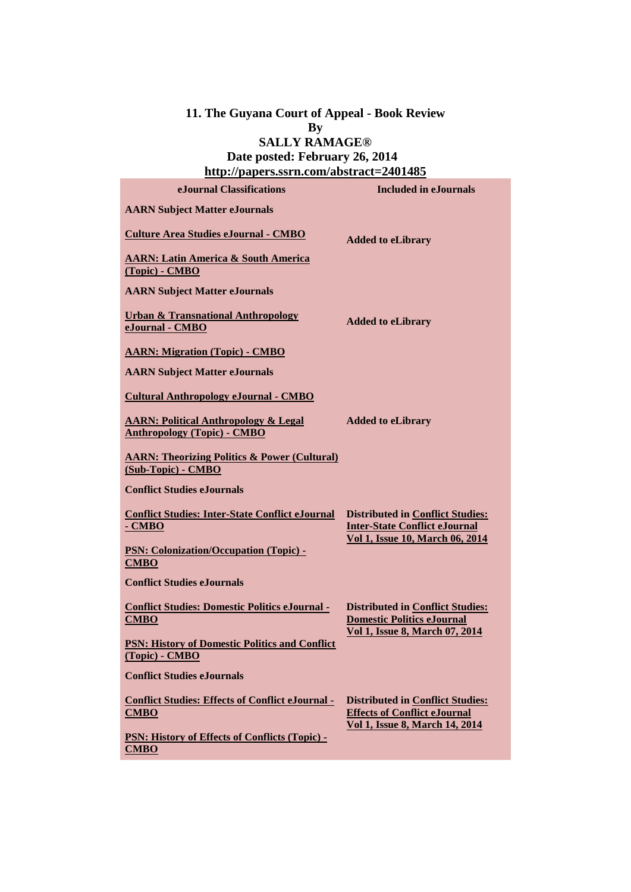**11. The Guyana Court of Appeal - Book Review**
**By**
**SALLY RAMAGE®**
**Date posted: February 26, 2014**
**http://papers.ssrn.com/abstract=2401485**

| eJournal Classifications | Included in eJournals |
|---|---|
| **AARN Subject Matter eJournals** | |
| **Culture Area Studies eJournal - CMBO** | **Added to eLibrary** |
| **AARN: Latin America & South America (Topic) - CMBO** | |
| **AARN Subject Matter eJournals** | |
| **Urban & Transnational Anthropology eJournal - CMBO** | **Added to eLibrary** |
| **AARN: Migration (Topic) - CMBO** | |
| **AARN Subject Matter eJournals** | |
| **Cultural Anthropology eJournal - CMBO** | |
| **AARN: Political Anthropology & Legal Anthropology (Topic) - CMBO** | **Added to eLibrary** |
| **AARN: Theorizing Politics & Power (Cultural) (Sub-Topic) - CMBO** | |
| **Conflict Studies eJournals** | |
| **Conflict Studies: Inter-State Conflict eJournal - CMBO** | **Distributed in Conflict Studies: Inter-State Conflict eJournal Vol 1, Issue 10, March 06, 2014** |
| **PSN: Colonization/Occupation (Topic) - CMBO** | |
| **Conflict Studies eJournals** | |
| **Conflict Studies: Domestic Politics eJournal - CMBO** | **Distributed in Conflict Studies: Domestic Politics eJournal Vol 1, Issue 8, March 07, 2014** |
| **PSN: History of Domestic Politics and Conflict (Topic) - CMBO** | |
| **Conflict Studies eJournals** | |
| **Conflict Studies: Effects of Conflict eJournal - CMBO** | **Distributed in Conflict Studies: Effects of Conflict eJournal Vol 1, Issue 8, March 14, 2014** |
| **PSN: History of Effects of Conflicts (Topic) - CMBO** | |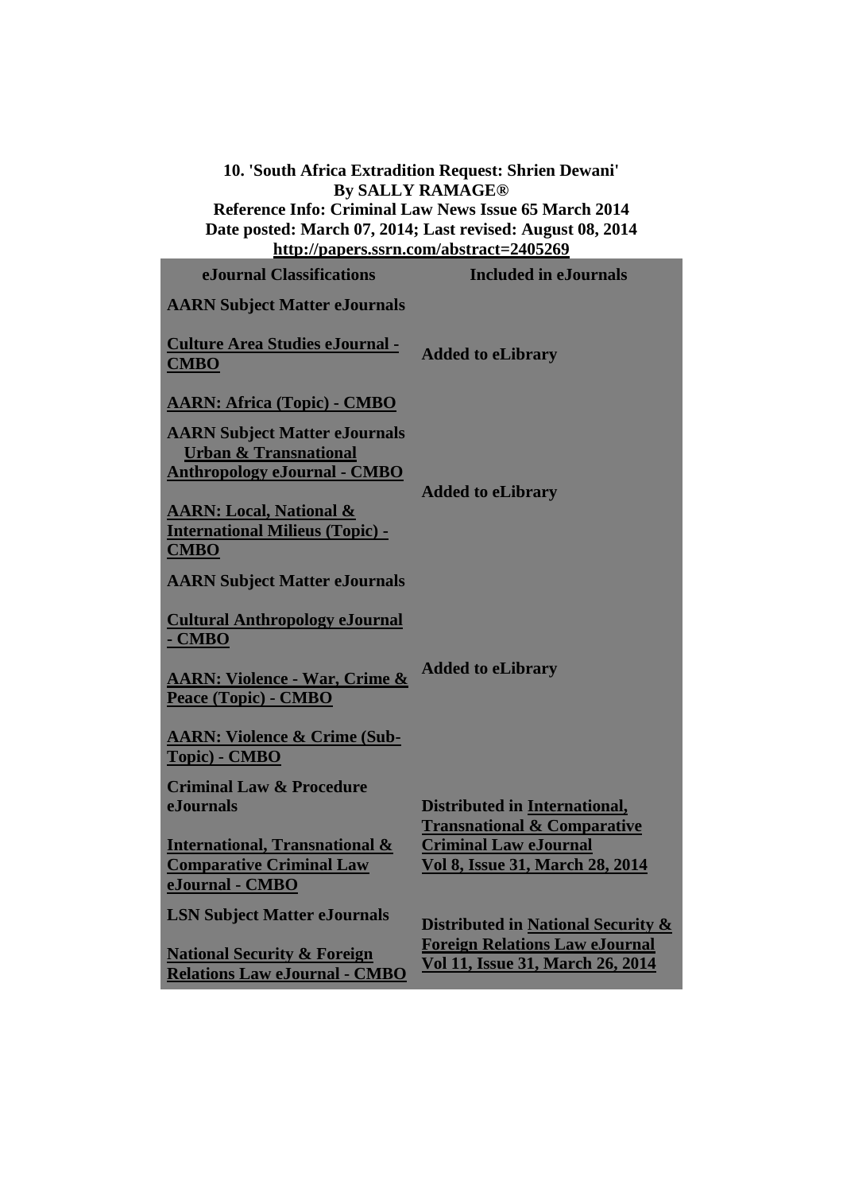**10. 'South Africa Extradition Request: Shrien Dewani'**
**By SALLY RAMAGE®**
**Reference Info: Criminal Law News Issue 65 March 2014**
**Date posted: March 07, 2014; Last revised: August 08, 2014**
**http://papers.ssrn.com/abstract=2405269**

| eJournal Classifications | Included in eJournals |
|---|---|
| **AARN Subject Matter eJournals**<br><br>**Culture Area Studies eJournal - CMBO**<br><br>**AARN: Africa (Topic) - CMBO** | **Added to eLibrary** |
| **AARN Subject Matter eJournals**<br>**Urban & Transnational Anthropology eJournal - CMBO**<br><br>**AARN: Local, National & International Milieus (Topic) - CMBO** | **Added to eLibrary** |
| **AARN Subject Matter eJournals**<br><br>**Cultural Anthropology eJournal - CMBO**<br><br>**AARN: Violence - War, Crime & Peace (Topic) - CMBO**<br><br>**AARN: Violence & Crime (Sub-Topic) - CMBO** | **Added to eLibrary** |
| **Criminal Law & Procedure eJournals**<br><br>**International, Transnational & Comparative Criminal Law eJournal - CMBO** | **Distributed in International, Transnational & Comparative Criminal Law eJournal Vol 8, Issue 31, March 28, 2014** |
| **LSN Subject Matter eJournals**<br><br>**National Security & Foreign Relations Law eJournal - CMBO** | **Distributed in National Security & Foreign Relations Law eJournal Vol 11, Issue 31, March 26, 2014** |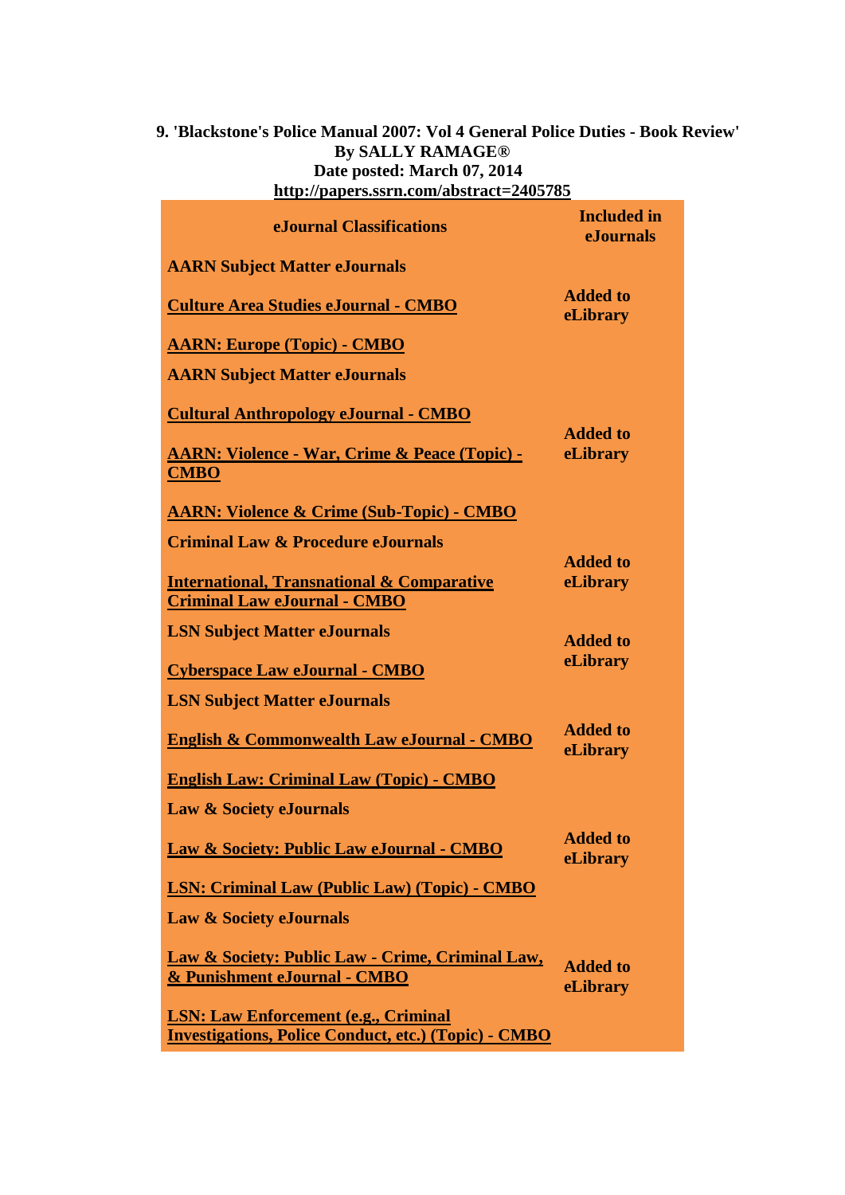**9. 'Blackstone's Police Manual 2007: Vol 4 General Police Duties - Book Review'**
**By SALLY RAMAGE®**
**Date posted: March 07, 2014**
**http://papers.ssrn.com/abstract=2405785**

| eJournal Classifications | Included in eJournals |
|---|---|
| **AARN Subject Matter eJournals** | |
| **Culture Area Studies eJournal - CMBO** | **Added to eLibrary** |
| **AARN: Europe (Topic) - CMBO** | |
| **AARN Subject Matter eJournals** | |
| **Cultural Anthropology eJournal - CMBO** | |
| **AARN: Violence - War, Crime & Peace (Topic) - CMBO** | **Added to eLibrary** |
| **AARN: Violence & Crime (Sub-Topic) - CMBO** | |
| **Criminal Law & Procedure eJournals** | |
| **International, Transnational & Comparative Criminal Law eJournal - CMBO** | **Added to eLibrary** |
| **LSN Subject Matter eJournals** | |
| **Cyberspace Law eJournal - CMBO** | **Added to eLibrary** |
| **LSN Subject Matter eJournals** | |
| **English & Commonwealth Law eJournal - CMBO** | **Added to eLibrary** |
| **English Law: Criminal Law (Topic) - CMBO** | |
| **Law & Society eJournals** | |
| **Law & Society: Public Law eJournal - CMBO** | **Added to eLibrary** |
| **LSN: Criminal Law (Public Law) (Topic) - CMBO** | |
| **Law & Society eJournals** | |
| **Law & Society: Public Law - Crime, Criminal Law, & Punishment eJournal - CMBO** | **Added to eLibrary** |
| **LSN: Law Enforcement (e.g., Criminal Investigations, Police Conduct, etc.) (Topic) - CMBO** | |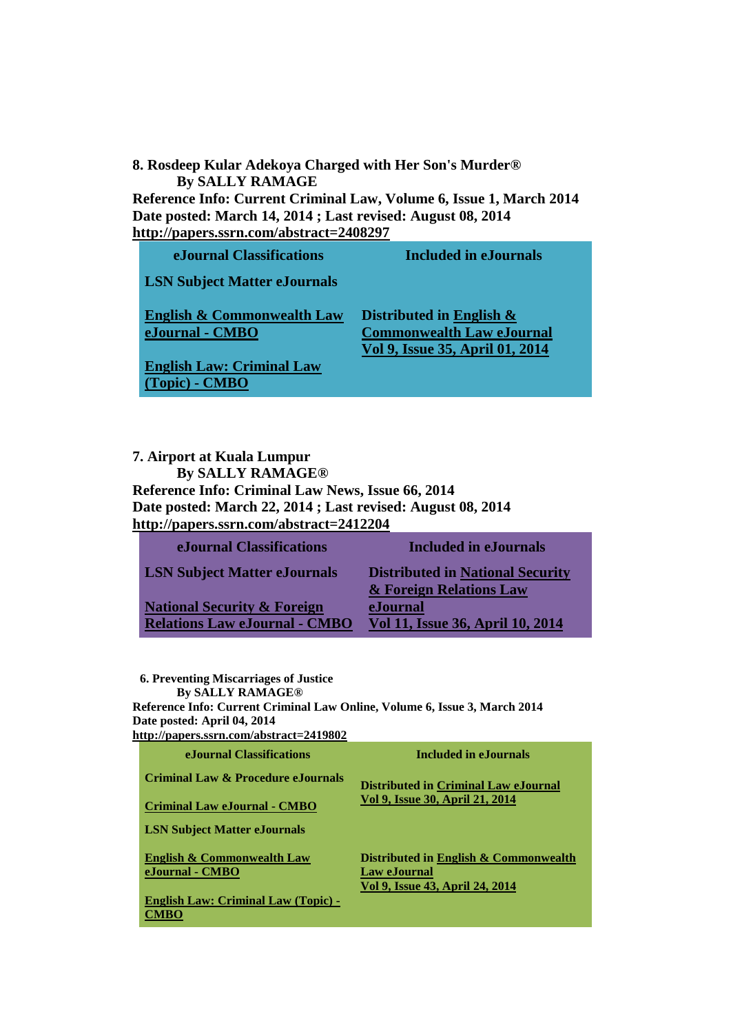**8. Rosdeep Kular Adekoya Charged with Her Son's Murder®**
**By SALLY RAMAGE**
**Reference Info: Current Criminal Law, Volume 6, Issue 1, March 2014**
**Date posted: March 14, 2014 ; Last revised: August 08, 2014**
**http://papers.ssrn.com/abstract=2408297**

| eJournal Classifications | Included in eJournals |
|---|---|
| LSN Subject Matter eJournals | |
| English & Commonwealth Law eJournal - CMBO | Distributed in English & Commonwealth Law eJournal Vol 9, Issue 35, April 01, 2014 |
| English Law: Criminal Law (Topic) - CMBO | |

**7. Airport at Kuala Lumpur**
**By SALLY RAMAGE®**
**Reference Info: Criminal Law News, Issue 66, 2014**
**Date posted: March 22, 2014 ; Last revised: August 08, 2014**
**http://papers.ssrn.com/abstract=2412204**

| eJournal Classifications | Included in eJournals |
|---|---|
| LSN Subject Matter eJournals | Distributed in National Security & Foreign Relations Law eJournal Vol 11, Issue 36, April 10, 2014 |
| National Security & Foreign Relations Law eJournal - CMBO | |

**6. Preventing Miscarriages of Justice**
**By SALLY RAMAGE®**
**Reference Info: Current Criminal Law Online, Volume 6, Issue 3, March 2014**
**Date posted: April 04, 2014**
**http://papers.ssrn.com/abstract=2419802**

| eJournal Classifications | Included in eJournals |
|---|---|
| Criminal Law & Procedure eJournals | Distributed in Criminal Law eJournal Vol 9, Issue 30, April 21, 2014 |
| Criminal Law eJournal - CMBO | |
| LSN Subject Matter eJournals | |
| English & Commonwealth Law eJournal - CMBO | Distributed in English & Commonwealth Law eJournal Vol 9, Issue 43, April 24, 2014 |
| English Law: Criminal Law (Topic) - CMBO | |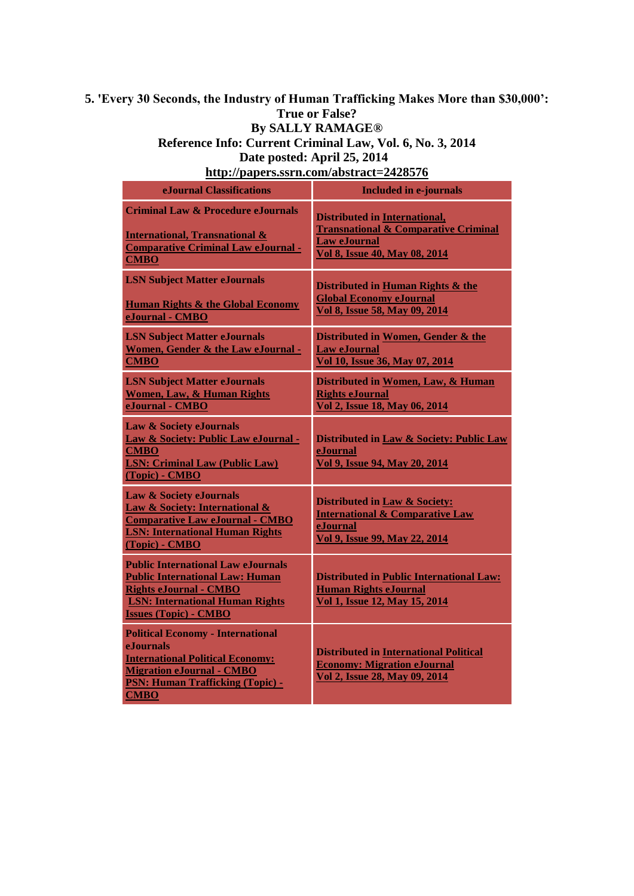**5. 'Every 30 Seconds, the Industry of Human Trafficking Makes More than $30,000': True or False?**

**By SALLY RAMAGE®**

**Reference Info: Current Criminal Law, Vol. 6, No. 3, 2014**

**Date posted: April 25, 2014**

**http://papers.ssrn.com/abstract=2428576**

| eJournal Classifications | Included in e-journals |
|---|---|
| **Criminal Law & Procedure eJournals**<br><br>International, Transnational & Comparative Criminal Law eJournal - CMBO | Distributed in International, Transnational & Comparative Criminal Law eJournal<br>Vol 8, Issue 40, May 08, 2014 |
| **LSN Subject Matter eJournals**<br><br>Human Rights & the Global Economy eJournal - CMBO | Distributed in Human Rights & the Global Economy eJournal<br>Vol 8, Issue 58, May 09, 2014 |
| **LSN Subject Matter eJournals**<br>Women, Gender & the Law eJournal - CMBO | Distributed in Women, Gender & the Law eJournal<br>Vol 10, Issue 36, May 07, 2014 |
| **LSN Subject Matter eJournals**<br>Women, Law, & Human Rights eJournal - CMBO | Distributed in Women, Law, & Human Rights eJournal<br>Vol 2, Issue 18, May 06, 2014 |
| **Law & Society eJournals**<br>Law & Society: Public Law eJournal - CMBO<br>LSN: Criminal Law (Public Law) (Topic) - CMBO | Distributed in Law & Society: Public Law eJournal<br>Vol 9, Issue 94, May 20, 2014 |
| **Law & Society eJournals**<br>Law & Society: International & Comparative Law eJournal - CMBO<br>LSN: International Human Rights (Topic) - CMBO | Distributed in Law & Society: International & Comparative Law eJournal<br>Vol 9, Issue 99, May 22, 2014 |
| **Public International Law eJournals**<br>Public International Law: Human Rights eJournal - CMBO<br>LSN: International Human Rights Issues (Topic) - CMBO | Distributed in Public International Law: Human Rights eJournal<br>Vol 1, Issue 12, May 15, 2014 |
| **Political Economy - International eJournals**<br>International Political Economy: Migration eJournal - CMBO<br>PSN: Human Trafficking (Topic) - CMBO | Distributed in International Political Economy: Migration eJournal<br>Vol 2, Issue 28, May 09, 2014 |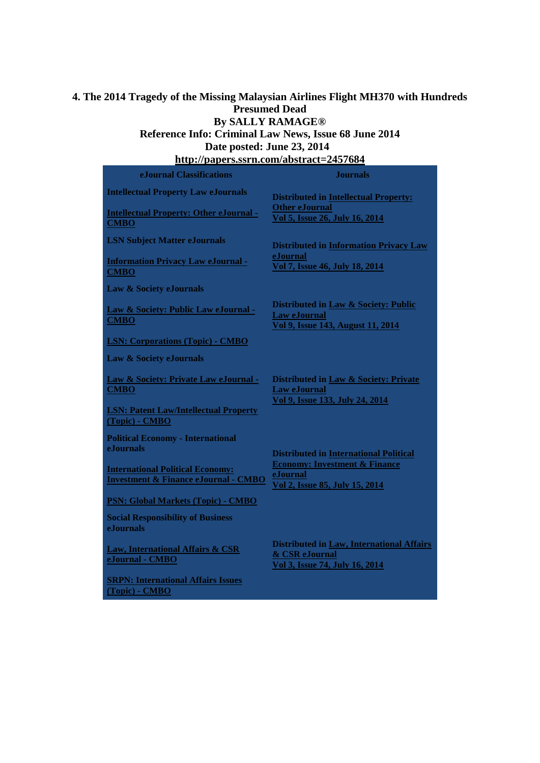**4. The 2014 Tragedy of the Missing Malaysian Airlines Flight MH370 with Hundreds Presumed Dead**

**By SALLY RAMAGE®**

**Reference Info: Criminal Law News, Issue 68 June 2014**

**Date posted: June 23, 2014**

**http://papers.ssrn.com/abstract=2457684**

| eJournal Classifications | Journals |
|---|---|
| Intellectual Property Law eJournals<br><br>Intellectual Property: Other eJournal - CMBO | Distributed in Intellectual Property: Other eJournal<br>Vol 5, Issue 26, July 16, 2014 |
| LSN Subject Matter eJournals<br><br>Information Privacy Law eJournal - CMBO | Distributed in Information Privacy Law eJournal<br>Vol 7, Issue 46, July 18, 2014 |
| Law & Society eJournals<br><br>Law & Society: Public Law eJournal - CMBO<br><br>LSN: Corporations (Topic) - CMBO | Distributed in Law & Society: Public Law eJournal<br>Vol 9, Issue 143, August 11, 2014 |
| Law & Society eJournals<br><br>Law & Society: Private Law eJournal - CMBO<br><br>LSN: Patent Law/Intellectual Property (Topic) - CMBO | Distributed in Law & Society: Private Law eJournal<br>Vol 9, Issue 133, July 24, 2014 |
| Political Economy - International eJournals<br><br>International Political Economy: Investment & Finance eJournal - CMBO<br><br>PSN: Global Markets (Topic) - CMBO | Distributed in International Political Economy: Investment & Finance eJournal<br>Vol 2, Issue 85, July 15, 2014 |
| Social Responsibility of Business eJournals<br><br>Law, International Affairs & CSR eJournal - CMBO<br><br>SRPN: International Affairs Issues (Topic) - CMBO | Distributed in Law, International Affairs & CSR eJournal<br>Vol 3, Issue 74, July 16, 2014 |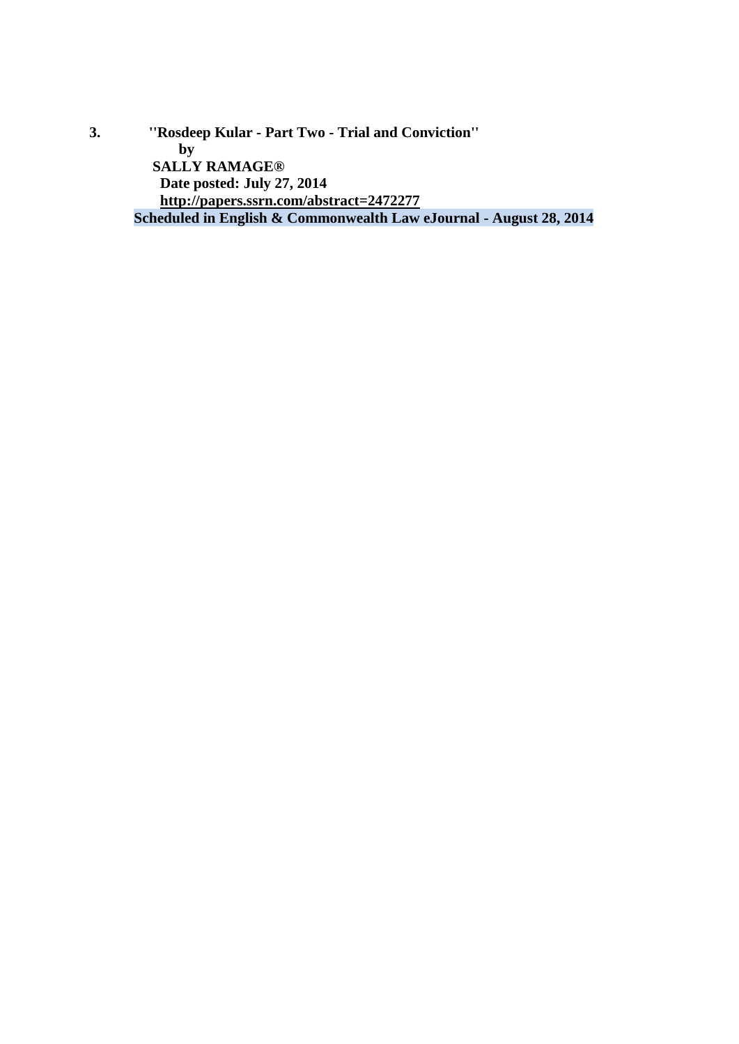**3. ''Rosdeep Kular - Part Two - Trial and Conviction''**
**by**
**SALLY RAMAGE®**
**Date posted: July 27, 2014**
**http://papers.ssrn.com/abstract=2472277**
**Scheduled in English & Commonwealth Law eJournal - August 28, 2014**